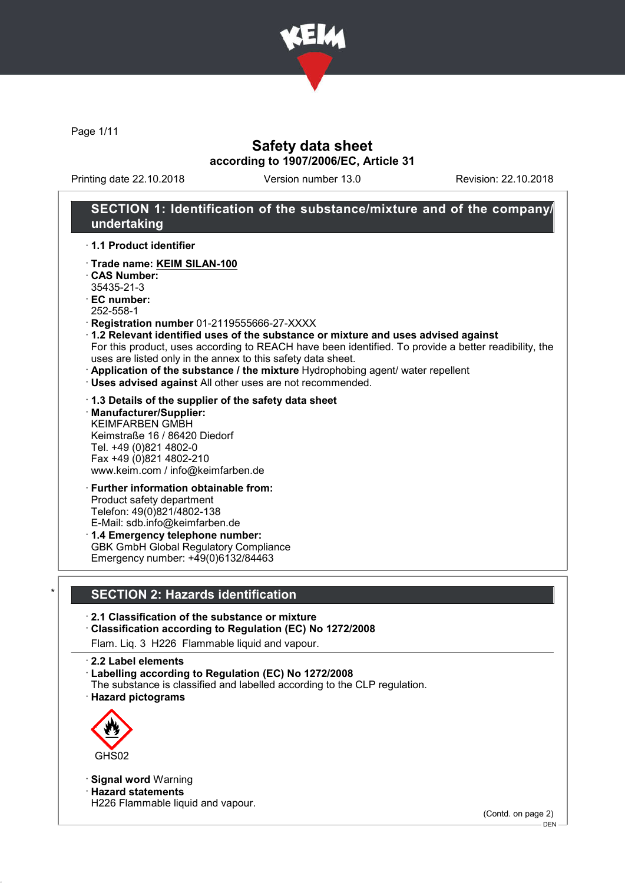# Safety data sheet

**according to 1907/2006/EC, Article 31**

Printing date 22.10.2018 Version number 13.0 Revision: 22.10.2018

## SECTION 1: Identification of the substance/mixture and of the company/undertaking

· **1.1 Product identifier**

· **Trade name: KEIM SILAN-100**
· **CAS Number:**
35435-21-3
· **EC number:**
252-558-1
· **Registration number** 01-2119555666-27-XXXX
· **1.2 Relevant identified uses of the substance or mixture and uses advised against**
For this product, uses according to REACH have been identified. To provide a better readibility, the uses are listed only in the annex to this safety data sheet.
· **Application of the substance / the mixture** Hydrophobing agent/ water repellent
· **Uses advised against** All other uses are not recommended.

· **1.3 Details of the supplier of the safety data sheet**
· **Manufacturer/Supplier:**
KEIMFARBEN GMBH
Keimstraße 16 / 86420 Diedorf
Tel. +49 (0)821 4802-0
Fax +49 (0)821 4802-210
www.keim.com / info@keimfarben.de

· **Further information obtainable from:**
Product safety department
Telefon: 49(0)821/4802-138
E-Mail: sdb.info@keimfarben.de
· **1.4 Emergency telephone number:**
GBK GmbH Global Regulatory Compliance
Emergency number: +49(0)6132/84463

## * SECTION 2: Hazards identification

· **2.1 Classification of the substance or mixture**
· **Classification according to Regulation (EC) No 1272/2008**
Flam. Liq. 3 H226 Flammable liquid and vapour.

· **2.2 Label elements**
· **Labelling according to Regulation (EC) No 1272/2008**
The substance is classified and labelled according to the CLP regulation.
· **Hazard pictograms**

GHS02

· **Signal word** Warning
· **Hazard statements**
H226 Flammable liquid and vapour.

(Contd. on page 2)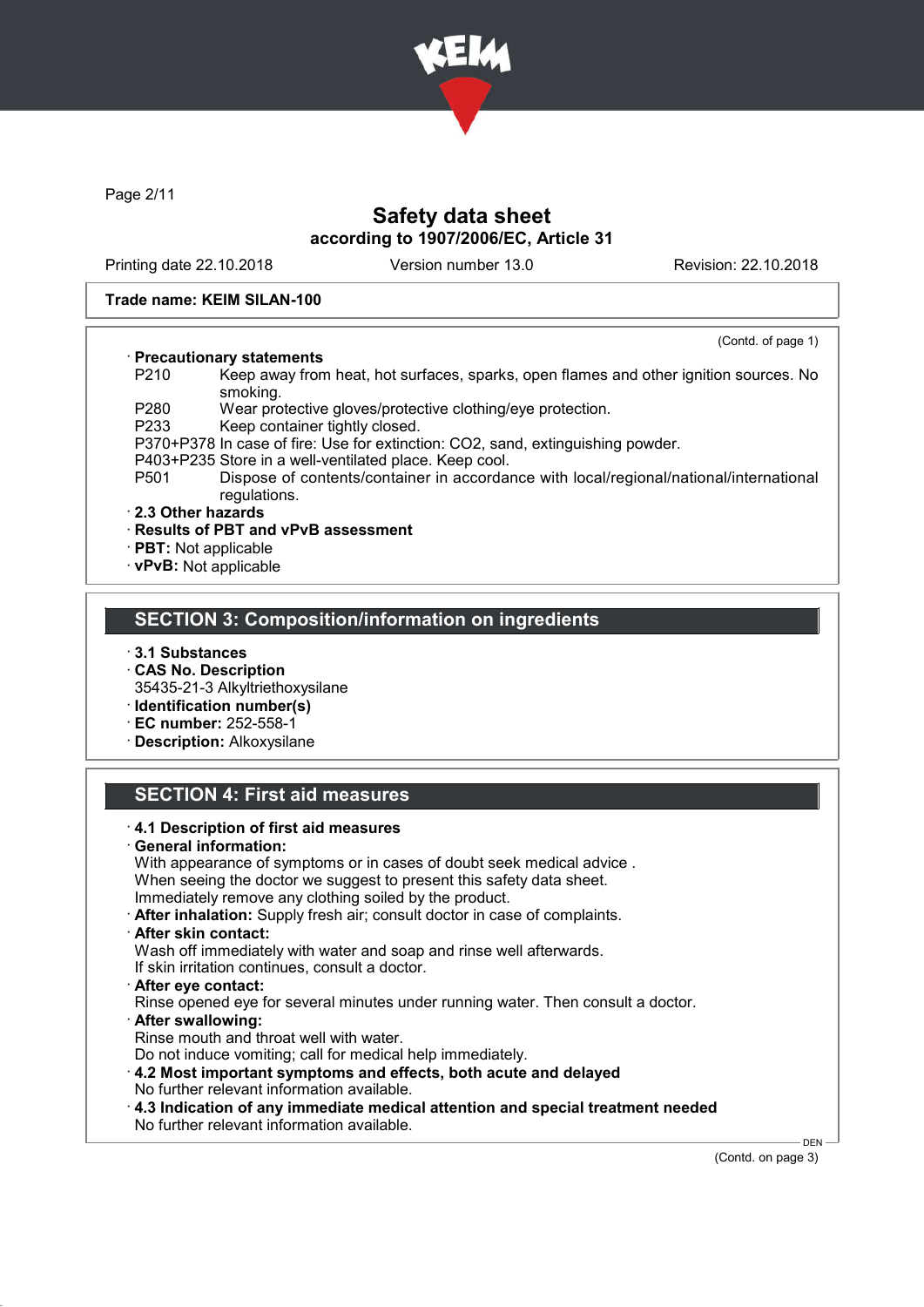Trade name: KEIM SILAN-100

(Contd. of page 1)

· **Precautionary statements**

P210 Keep away from heat, hot surfaces, sparks, open flames and other ignition sources. No smoking.
P280 Wear protective gloves/protective clothing/eye protection.
P233 Keep container tightly closed.
P370+P378 In case of fire: Use for extinction: $CO_2$, sand, extinguishing powder.
P403+P235 Store in a well-ventilated place. Keep cool.
P501 Dispose of contents/container in accordance with local/regional/national/international regulations.

· **2.3 Other hazards**
· **Results of PBT and vPvB assessment**
· **PBT:** Not applicable
· **vPvB:** Not applicable

## SECTION 3: Composition/information on ingredients

· **3.1 Substances**
· **CAS No. Description**
35435-21-3 Alkyltriethoxysilane
· **Identification number(s)**
· **EC number:** 252-558-1
· **Description:** Alkoxysilane

## SECTION 4: First aid measures

· **4.1 Description of first aid measures**
· **General information:**
With appearance of symptoms or in cases of doubt seek medical advice .
When seeing the doctor we suggest to present this safety data sheet.
Immediately remove any clothing soiled by the product.
· **After inhalation:** Supply fresh air; consult doctor in case of complaints.
· **After skin contact:**
Wash off immediately with water and soap and rinse well afterwards.
If skin irritation continues, consult a doctor.
· **After eye contact:**
Rinse opened eye for several minutes under running water. Then consult a doctor.
· **After swallowing:**
Rinse mouth and throat well with water.
Do not induce vomiting; call for medical help immediately.
· **4.2 Most important symptoms and effects, both acute and delayed**
No further relevant information available.
· **4.3 Indication of any immediate medical attention and special treatment needed**
No further relevant information available.

(Contd. on page 3)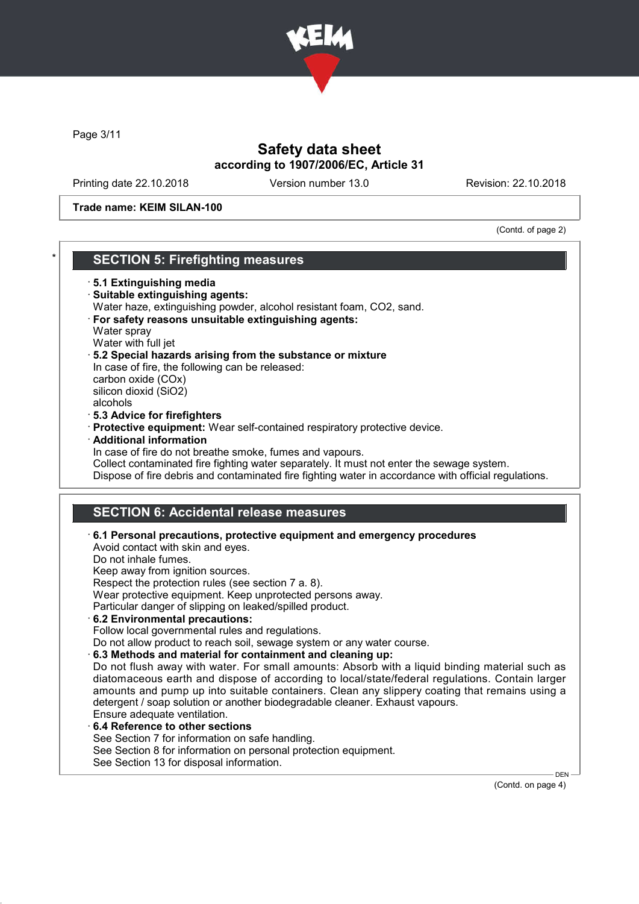Safety data sheet
according to 1907/2006/EC, Article 31

Printing date 22.10.2018 Version number 13.0 Revision: 22.10.2018

**Trade name: KEIM SILAN-100**

(Contd. of page 2)

## * SECTION 5: Firefighting measures

· **5.1 Extinguishing media**
· **Suitable extinguishing agents:**
Water haze, extinguishing powder, alcohol resistant foam, $CO_2$, sand.
· **For safety reasons unsuitable extinguishing agents:**
Water spray
Water with full jet
· **5.2 Special hazards arising from the substance or mixture**
In case of fire, the following can be released:
carbon oxide ($CO_x$)
silicon dioxid ($SiO_2$)
alcohols
· **5.3 Advice for firefighters**
· **Protective equipment:** Wear self-contained respiratory protective device.
· **Additional information**
In case of fire do not breathe smoke, fumes and vapours.
Collect contaminated fire fighting water separately. It must not enter the sewage system.
Dispose of fire debris and contaminated fire fighting water in accordance with official regulations.

## SECTION 6: Accidental release measures

· **6.1 Personal precautions, protective equipment and emergency procedures**
Avoid contact with skin and eyes.
Do not inhale fumes.
Keep away from ignition sources.
Respect the protection rules (see section 7 a. 8).
Wear protective equipment. Keep unprotected persons away.
Particular danger of slipping on leaked/spilled product.
· **6.2 Environmental precautions:**
Follow local governmental rules and regulations.
Do not allow product to reach soil, sewage system or any water course.
· **6.3 Methods and material for containment and cleaning up:**
Do not flush away with water. For small amounts: Absorb with a liquid binding material such as diatomaceous earth and dispose of according to local/state/federal regulations. Contain larger amounts and pump up into suitable containers. Clean any slippery coating that remains using a detergent / soap solution or another biodegradable cleaner. Exhaust vapours.
Ensure adequate ventilation.
· **6.4 Reference to other sections**
See Section 7 for information on safe handling.
See Section 8 for information on personal protection equipment.
See Section 13 for disposal information.

(Contd. on page 4)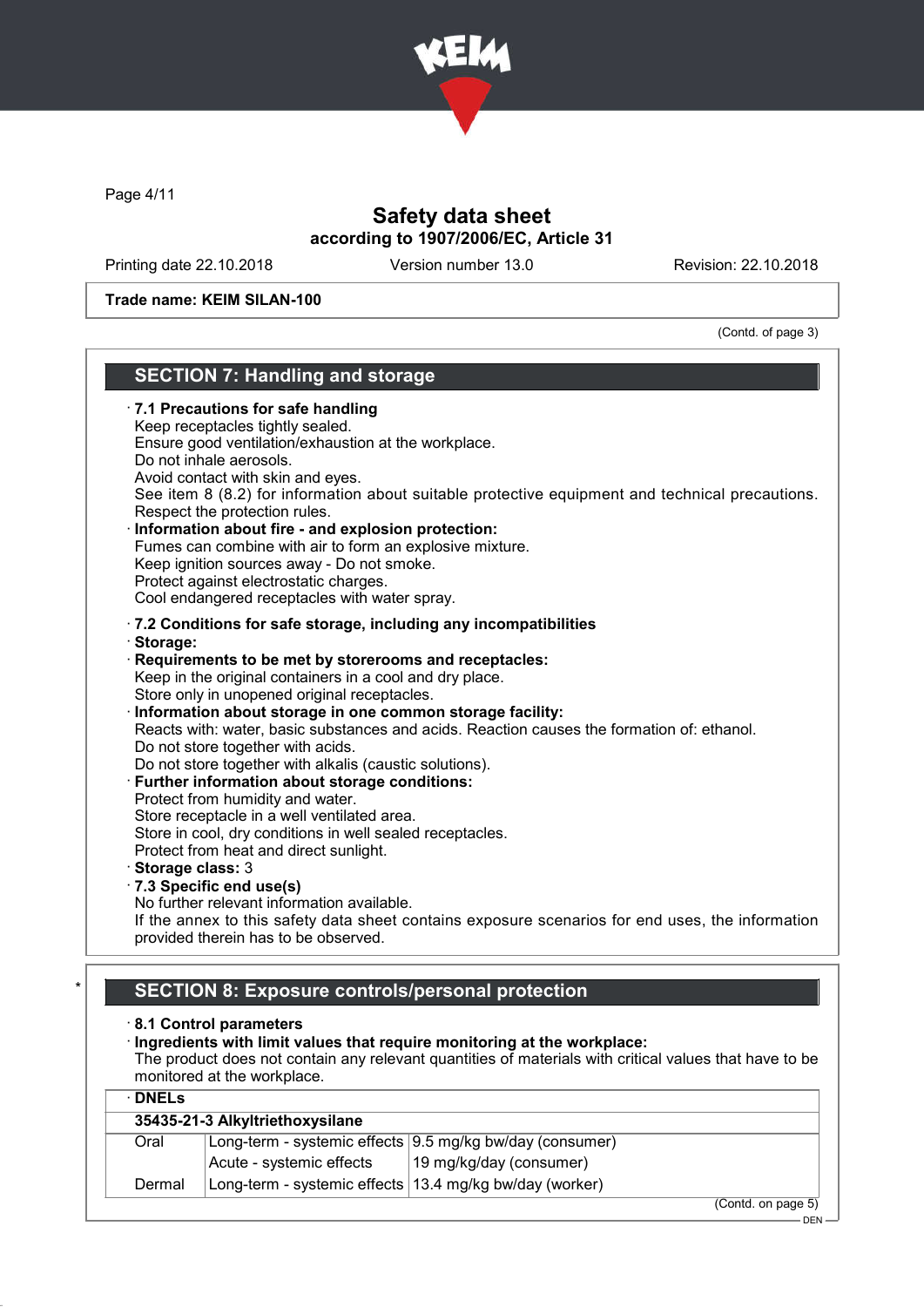## Safety data sheet
### according to 1907/2006/EC, Article 31

Printing date 22.10.2018 | Version number 13.0 | Revision: 22.10.2018

**Trade name: KEIM SILAN-100**

(Contd. of page 3)

## SECTION 7: Handling and storage

· **7.1 Precautions for safe handling**
Keep receptacles tightly sealed.
Ensure good ventilation/exhaustion at the workplace.
Do not inhale aerosols.
Avoid contact with skin and eyes.
See item 8 (8.2) for information about suitable protective equipment and technical precautions.
Respect the protection rules.

· **Information about fire - and explosion protection:**
Fumes can combine with air to form an explosive mixture.
Keep ignition sources away - Do not smoke.
Protect against electrostatic charges.
Cool endangered receptacles with water spray.

· **7.2 Conditions for safe storage, including any incompatibilities**
· **Storage:**
· **Requirements to be met by storerooms and receptacles:**
Keep in the original containers in a cool and dry place.
Store only in unopened original receptacles.
· **Information about storage in one common storage facility:**
Reacts with: water, basic substances and acids. Reaction causes the formation of: ethanol.
Do not store together with acids.
Do not store together with alkalis (caustic solutions).
· **Further information about storage conditions:**
Protect from humidity and water.
Store receptacle in a well ventilated area.
Store in cool, dry conditions in well sealed receptacles.
Protect from heat and direct sunlight.
· **Storage class:** 3
· **7.3 Specific end use(s)**
No further relevant information available.
If the annex to this safety data sheet contains exposure scenarios for end uses, the information provided therein has to be observed.

## * SECTION 8: Exposure controls/personal protection

· **8.1 Control parameters**
· **Ingredients with limit values that require monitoring at the workplace:**
The product does not contain any relevant quantities of materials with critical values that have to be monitored at the workplace.

| · **DNELs** | | |
|---|---|---|
| **35435-21-3 Alkyltriethoxysilane** | | |
| Oral | Long-term - systemic effects | 9.5 mg/kg bw/day (consumer) |
| | Acute - systemic effects | 19 mg/kg/day (consumer) |
| Dermal | Long-term - systemic effects | 13.4 mg/kg bw/day (worker) |

(Contd. on page 5)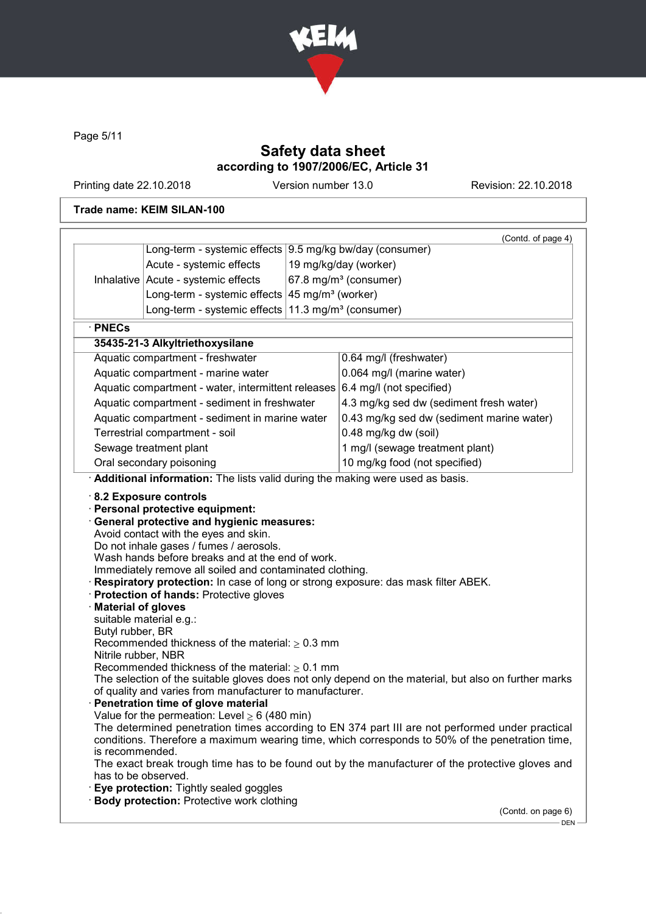Trade name: KEIM SILAN-100

(Contd. of page 4)

| | | |
|---|---|---|
| | Long-term - systemic effects | 9.5 mg/kg bw/day (consumer) |
| | Acute - systemic effects | 19 mg/kg/day (worker) |
| Inhalative | Acute - systemic effects | 67.8 mg/m³ (consumer) |
| | Long-term - systemic effects | 45 mg/m³ (worker) |
| | Long-term - systemic effects | 11.3 mg/m³ (consumer) |

· **PNECs**

| **35435-21-3 Alkyltriethoxysilane** | |
|---|---|
| Aquatic compartment - freshwater | 0.64 mg/l (freshwater) |
| Aquatic compartment - marine water | 0.064 mg/l (marine water) |
| Aquatic compartment - water, intermittent releases | 6.4 mg/l (not specified) |
| Aquatic compartment - sediment in freshwater | 4.3 mg/kg sed dw (sediment fresh water) |
| Aquatic compartment - sediment in marine water | 0.43 mg/kg sed dw (sediment marine water) |
| Terrestrial compartment - soil | 0.48 mg/kg dw (soil) |
| Sewage treatment plant | 1 mg/l (sewage treatment plant) |
| Oral secondary poisoning | 10 mg/kg food (not specified) |

· **Additional information:** The lists valid during the making were used as basis.

· **8.2 Exposure controls**
· **Personal protective equipment:**
· **General protective and hygienic measures:**
Avoid contact with the eyes and skin.
Do not inhale gases / fumes / aerosols.
Wash hands before breaks and at the end of work.
Immediately remove all soiled and contaminated clothing.
· **Respiratory protection:** In case of long or strong exposure: das mask filter ABEK.
· **Protection of hands:** Protective gloves
· **Material of gloves**
suitable material e.g.:
Butyl rubber, BR
Recommended thickness of the material: ≥ 0.3 mm
Nitrile rubber, NBR
Recommended thickness of the material: ≥ 0.1 mm
The selection of the suitable gloves does not only depend on the material, but also on further marks of quality and varies from manufacturer to manufacturer.
· **Penetration time of glove material**
Value for the permeation: Level ≥ 6 (480 min)
The determined penetration times according to EN 374 part III are not performed under practical conditions. Therefore a maximum wearing time, which corresponds to 50% of the penetration time, is recommended.
The exact break trough time has to be found out by the manufacturer of the protective gloves and has to be observed.
· **Eye protection:** Tightly sealed goggles
· **Body protection:** Protective work clothing

(Contd. on page 6)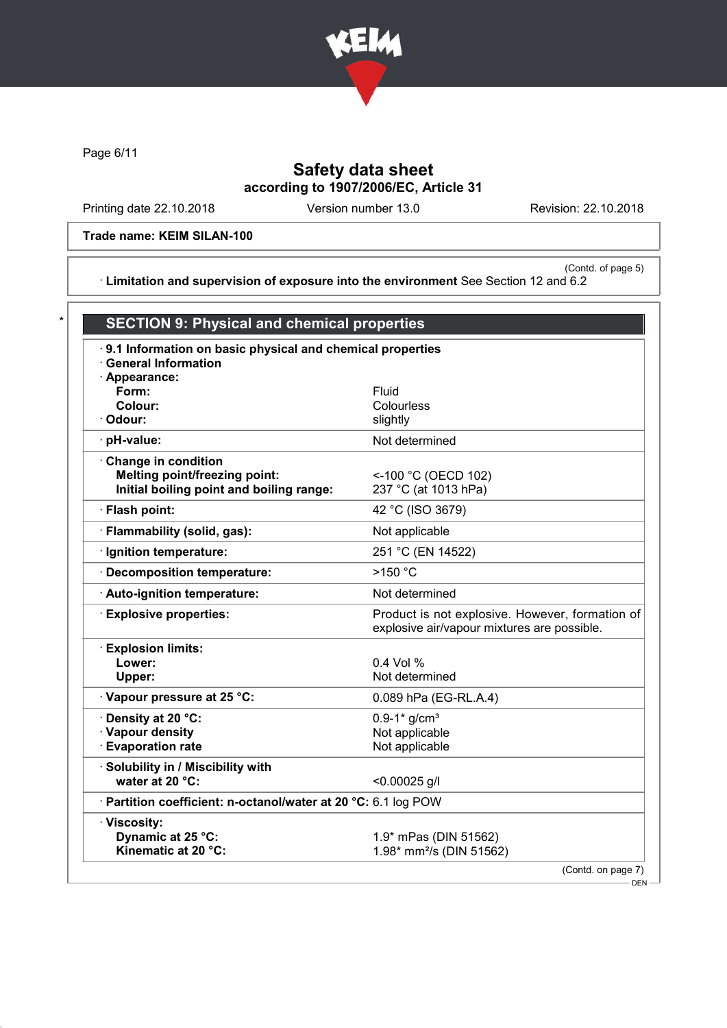Page 6/11

# Safety data sheet
**according to 1907/2006/EC, Article 31**

Printing date 22.10.2018 Version number 13.0 Revision: 22.10.2018

**Trade name: KEIM SILAN-100**

(Contd. of page 5)

· **Limitation and supervision of exposure into the environment** See Section 12 and 6.2

\*

## SECTION 9: Physical and chemical properties

· **9.1 Information on basic physical and chemical properties**
· **General Information**
· **Appearance:**

| | |
|---|---|
| **Form:** | Fluid |
| **Colour:** | Colourless |
| · **Odour:** | slightly |
| · **pH-value:** | Not determined |
| · **Change in condition** | |
| **Melting point/freezing point:** | <-100 °C (OECD 102) |
| **Initial boiling point and boiling range:** | 237 °C (at 1013 hPa) |
| · **Flash point:** | 42 °C (ISO 3679) |
| · **Flammability (solid, gas):** | Not applicable |
| · **Ignition temperature:** | 251 °C (EN 14522) |
| · **Decomposition temperature:** | >150 °C |
| · **Auto-ignition temperature:** | Not determined |
| · **Explosive properties:** | Product is not explosive. However, formation of explosive air/vapour mixtures are possible. |
| · **Explosion limits:** | |
| **Lower:** | 0.4 Vol % |
| **Upper:** | Not determined |
| · **Vapour pressure at 25 °C:** | 0.089 hPa (EG-RL.A.4) |
| · **Density at 20 °C:** | 0.9-1* g/cm³ |
| · **Vapour density** | Not applicable |
| · **Evaporation rate** | Not applicable |
| · **Solubility in / Miscibility with** | |
| **water at 20 °C:** | <0.00025 g/l |
| · **Partition coefficient: n-octanol/water at 20 °C:** | 6.1 log POW |
| · **Viscosity:** | |
| **Dynamic at 25 °C:** | 1.9* mPas (DIN 51562) |
| **Kinematic at 20 °C:** | 1.98* mm²/s (DIN 51562) |

(Contd. on page 7)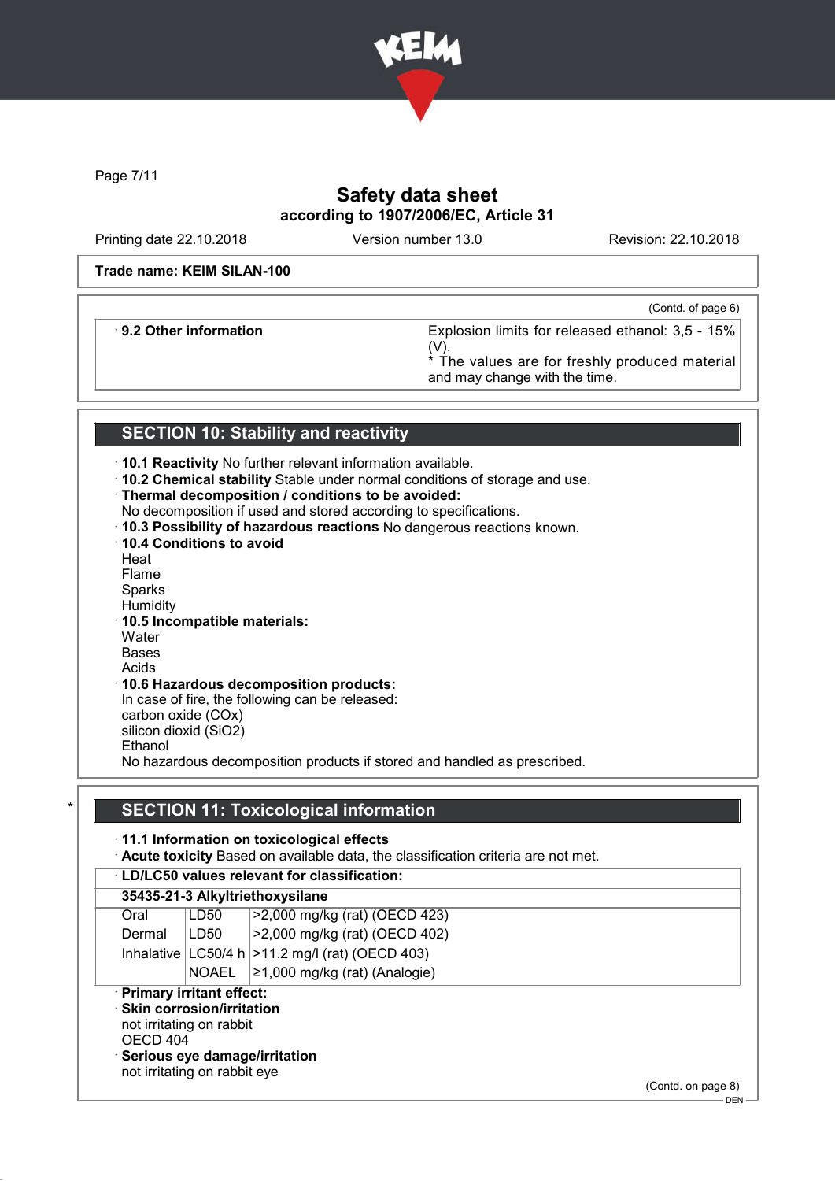# Safety data sheet
### according to 1907/2006/EC, Article 31

Printing date 22.10.2018 | Version number 13.0 | Revision: 22.10.2018

**Trade name: KEIM SILAN-100**

(Contd. of page 6)

| · **9.2 Other information** | Explosion limits for released ethanol: 3,5 - 15% (V). * The values are for freshly produced material and may change with the time. |
|---|---|

## SECTION 10: Stability and reactivity

· **10.1 Reactivity** No further relevant information available.
· **10.2 Chemical stability** Stable under normal conditions of storage and use.
· **Thermal decomposition / conditions to be avoided:**
No decomposition if used and stored according to specifications.
· **10.3 Possibility of hazardous reactions** No dangerous reactions known.
· **10.4 Conditions to avoid**
Heat
Flame
Sparks
Humidity
· **10.5 Incompatible materials:**
Water
Bases
Acids
· **10.6 Hazardous decomposition products:**
In case of fire, the following can be released:
carbon oxide (COx)
silicon dioxid ($SiO_2$)
Ethanol
No hazardous decomposition products if stored and handled as prescribed.

## * SECTION 11: Toxicological information

· **11.1 Information on toxicological effects**
· **Acute toxicity** Based on available data, the classification criteria are not met.

· **LD/LC50 values relevant for classification:**

**35435-21-3 Alkyltriethoxysilane**

| | | |
|---|---|---|
| Oral | LD50 | >2,000 mg/kg (rat) (OECD 423) |
| Dermal | LD50 | >2,000 mg/kg (rat) (OECD 402) |
| Inhalative | LC50/4 h | >11.2 mg/l (rat) (OECD 403) |
| | NOAEL | ≥1,000 mg/kg (rat) (Analogie) |

· **Primary irritant effect:**
· **Skin corrosion/irritation**
not irritating on rabbit
OECD 404
· **Serious eye damage/irritation**
not irritating on rabbit eye

(Contd. on page 8)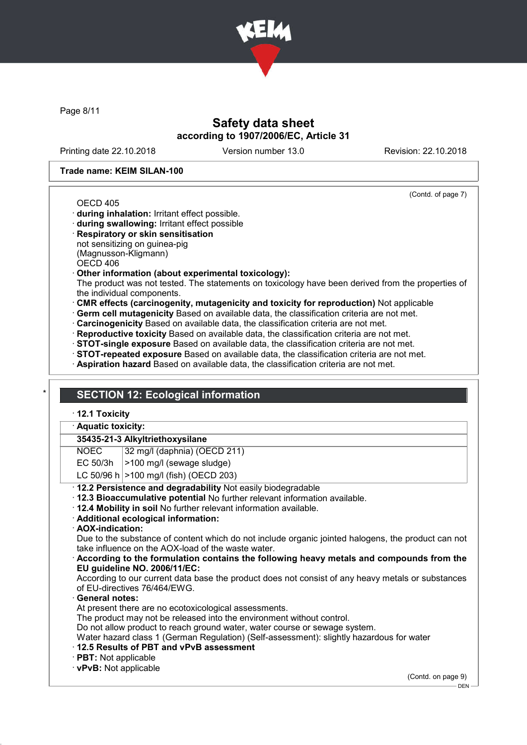OECD 405
· **during inhalation:** Irritant effect possible.
· **during swallowing:** Irritant effect possible
· **Respiratory or skin sensitisation**
not sensitizing on guinea-pig
(Magnusson-Kligmann)
OECD 406
· **Other information (about experimental toxicology):**
The product was not tested. The statements on toxicology have been derived from the properties of the individual components.
· **CMR effects (carcinogenity, mutagenicity and toxicity for reproduction)** Not applicable
· **Germ cell mutagenicity** Based on available data, the classification criteria are not met.
· **Carcinogenicity** Based on available data, the classification criteria are not met.
· **Reproductive toxicity** Based on available data, the classification criteria are not met.
· **STOT-single exposure** Based on available data, the classification criteria are not met.
· **STOT-repeated exposure** Based on available data, the classification criteria are not met.
· **Aspiration hazard** Based on available data, the classification criteria are not met.

## SECTION 12: Ecological information

· **12.1 Toxicity**

· **Aquatic toxicity:**

| **35435-21-3 Alkyltriethoxysilane** | |
|---|---|
| NOEC | 32 mg/l (daphnia) (OECD 211) |
| EC 50/3h | >100 mg/l (sewage sludge) |
| LC 50/96 h | >100 mg/l (fish) (OECD 203) |

· **12.2 Persistence and degradability** Not easily biodegradable
· **12.3 Bioaccumulative potential** No further relevant information available.
· **12.4 Mobility in soil** No further relevant information available.
· **Additional ecological information:**
· **AOX-indication:**
Due to the substance of content which do not include organic jointed halogens, the product can not take influence on the AOX-load of the waste water.
· **According to the formulation contains the following heavy metals and compounds from the EU guideline NO. 2006/11/EC:**
According to our current data base the product does not consist of any heavy metals or substances of EU-directives 76/464/EWG.
· **General notes:**
At present there are no ecotoxicological assessments.
The product may not be released into the environment without control.
Do not allow product to reach ground water, water course or sewage system.
Water hazard class 1 (German Regulation) (Self-assessment): slightly hazardous for water
· **12.5 Results of PBT and vPvB assessment**
· **PBT:** Not applicable
· **vPvB:** Not applicable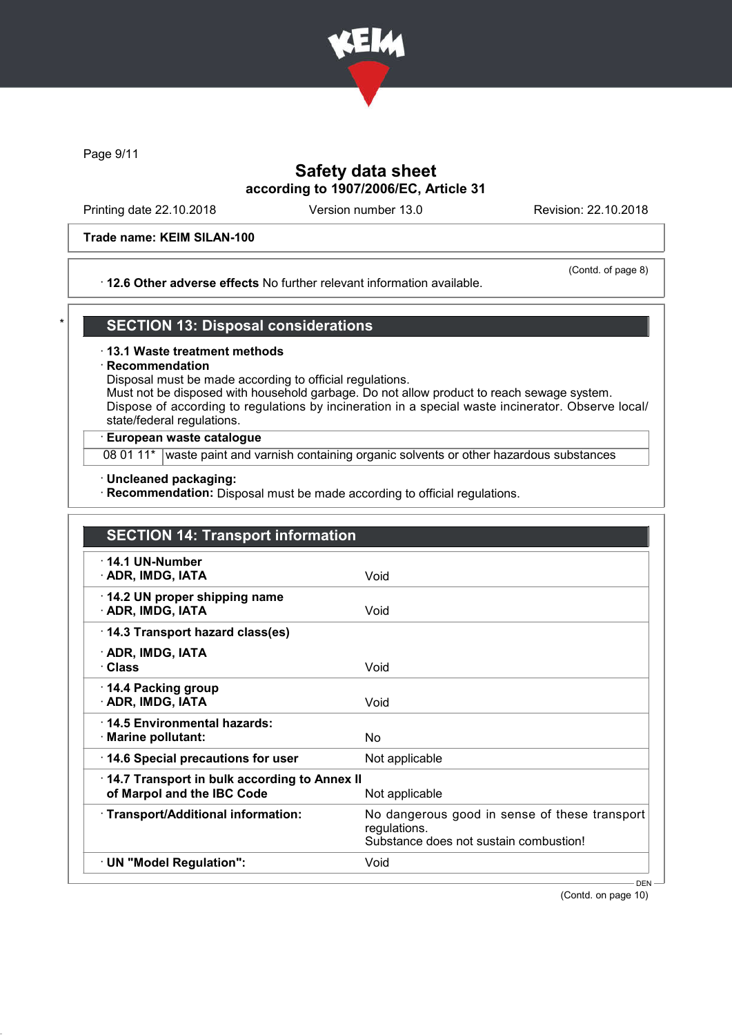Trade name: KEIM SILAN-100

(Contd. of page 8)

· **12.6 Other adverse effects** No further relevant information available.

## SECTION 13: Disposal considerations

· **13.1 Waste treatment methods**
· **Recommendation**
Disposal must be made according to official regulations.
Must not be disposed with household garbage. Do not allow product to reach sewage system.
Dispose of according to regulations by incineration in a special waste incinerator. Observe local/state/federal regulations.

| · **European waste catalogue** | |
|---|---|
| 08 01 11* | waste paint and varnish containing organic solvents or other hazardous substances |

· **Uncleaned packaging:**
· **Recommendation:** Disposal must be made according to official regulations.

## SECTION 14: Transport information

| | |
|---|---|
| · **14.1 UN-Number** · **ADR, IMDG, IATA** | Void |
| · **14.2 UN proper shipping name** · **ADR, IMDG, IATA** | Void |
| · **14.3 Transport hazard class(es)** · **ADR, IMDG, IATA** · **Class** | Void |
| · **14.4 Packing group** · **ADR, IMDG, IATA** | Void |
| · **14.5 Environmental hazards:** · **Marine pollutant:** | No |
| · **14.6 Special precautions for user** | Not applicable |
| · **14.7 Transport in bulk according to Annex II of Marpol and the IBC Code** | Not applicable |
| · **Transport/Additional information:** | No dangerous good in sense of these transport regulations. Substance does not sustain combustion! |
| · **UN "Model Regulation":** | Void |

(Contd. on page 10)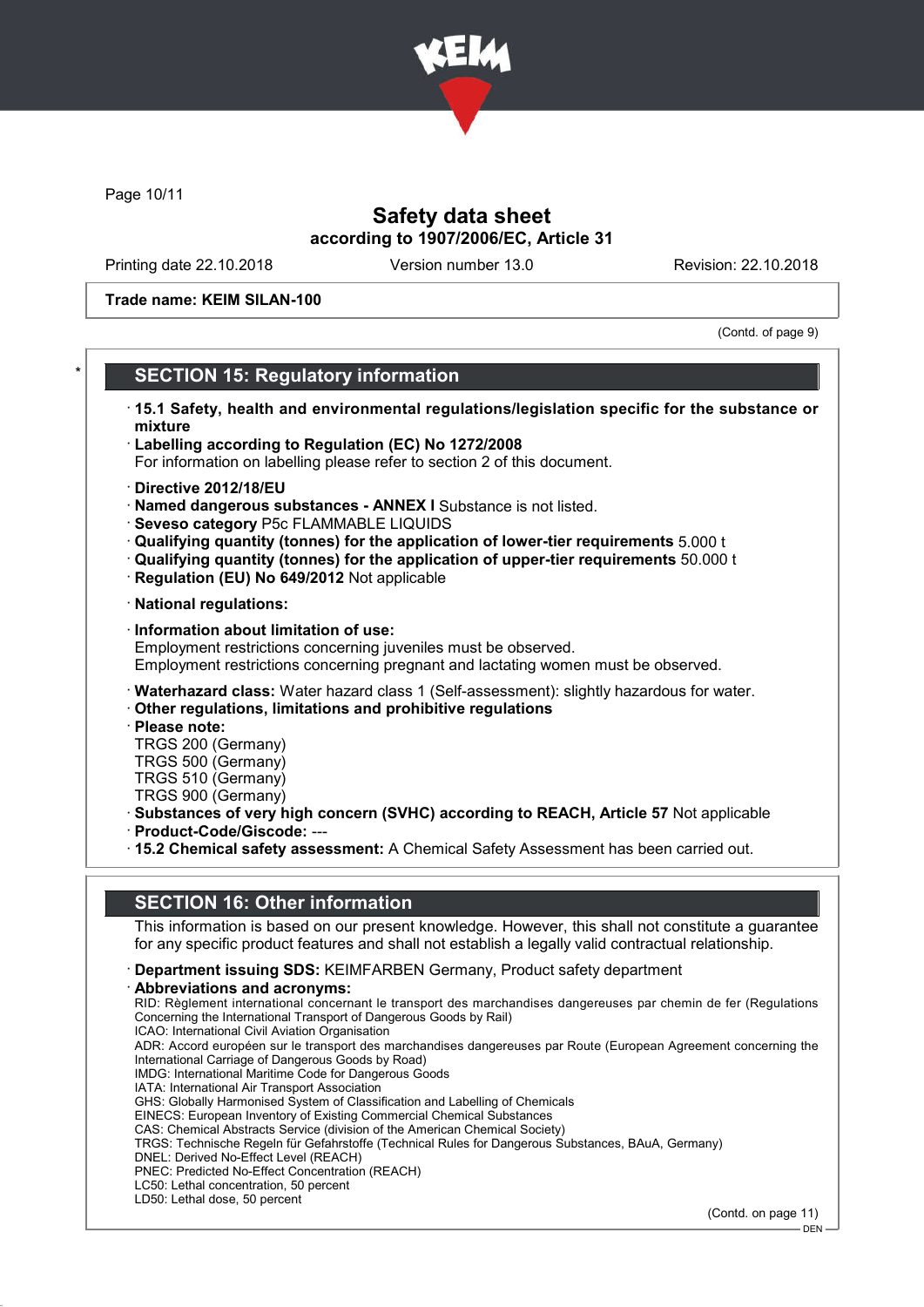Safety data sheet
according to 1907/2006/EC, Article 31

Printing date 22.10.2018 Version number 13.0 Revision: 22.10.2018

**Trade name: KEIM SILAN-100**

(Contd. of page 9)

## SECTION 15: Regulatory information

· **15.1 Safety, health and environmental regulations/legislation specific for the substance or mixture**
· **Labelling according to Regulation (EC) No 1272/2008**
For information on labelling please refer to section 2 of this document.

· **Directive 2012/18/EU**
· **Named dangerous substances - ANNEX I** Substance is not listed.
· **Seveso category** P5c FLAMMABLE LIQUIDS
· **Qualifying quantity (tonnes) for the application of lower-tier requirements** 5.000 t
· **Qualifying quantity (tonnes) for the application of upper-tier requirements** 50.000 t
· **Regulation (EU) No 649/2012** Not applicable

· **National regulations:**

· **Information about limitation of use:**
Employment restrictions concerning juveniles must be observed.
Employment restrictions concerning pregnant and lactating women must be observed.

· **Waterhazard class:** Water hazard class 1 (Self-assessment): slightly hazardous for water.
· **Other regulations, limitations and prohibitive regulations**
· **Please note:**
TRGS 200 (Germany)
TRGS 500 (Germany)
TRGS 510 (Germany)
TRGS 900 (Germany)
· **Substances of very high concern (SVHC) according to REACH, Article 57** Not applicable
· **Product-Code/Giscode:** ---
· **15.2 Chemical safety assessment:** A Chemical Safety Assessment has been carried out.

## SECTION 16: Other information

This information is based on our present knowledge. However, this shall not constitute a guarantee for any specific product features and shall not establish a legally valid contractual relationship.

· **Department issuing SDS:** KEIMFARBEN Germany, Product safety department
· **Abbreviations and acronyms:**
RID: Règlement international concernant le transport des marchandises dangereuses par chemin de fer (Regulations Concerning the International Transport of Dangerous Goods by Rail)
ICAO: International Civil Aviation Organisation
ADR: Accord européen sur le transport des marchandises dangereuses par Route (European Agreement concerning the International Carriage of Dangerous Goods by Road)
IMDG: International Maritime Code for Dangerous Goods
IATA: International Air Transport Association
GHS: Globally Harmonised System of Classification and Labelling of Chemicals
EINECS: European Inventory of Existing Commercial Chemical Substances
CAS: Chemical Abstracts Service (division of the American Chemical Society)
TRGS: Technische Regeln für Gefahrstoffe (Technical Rules for Dangerous Substances, BAuA, Germany)
DNEL: Derived No-Effect Level (REACH)
PNEC: Predicted No-Effect Concentration (REACH)
LC50: Lethal concentration, 50 percent
LD50: Lethal dose, 50 percent

(Contd. on page 11)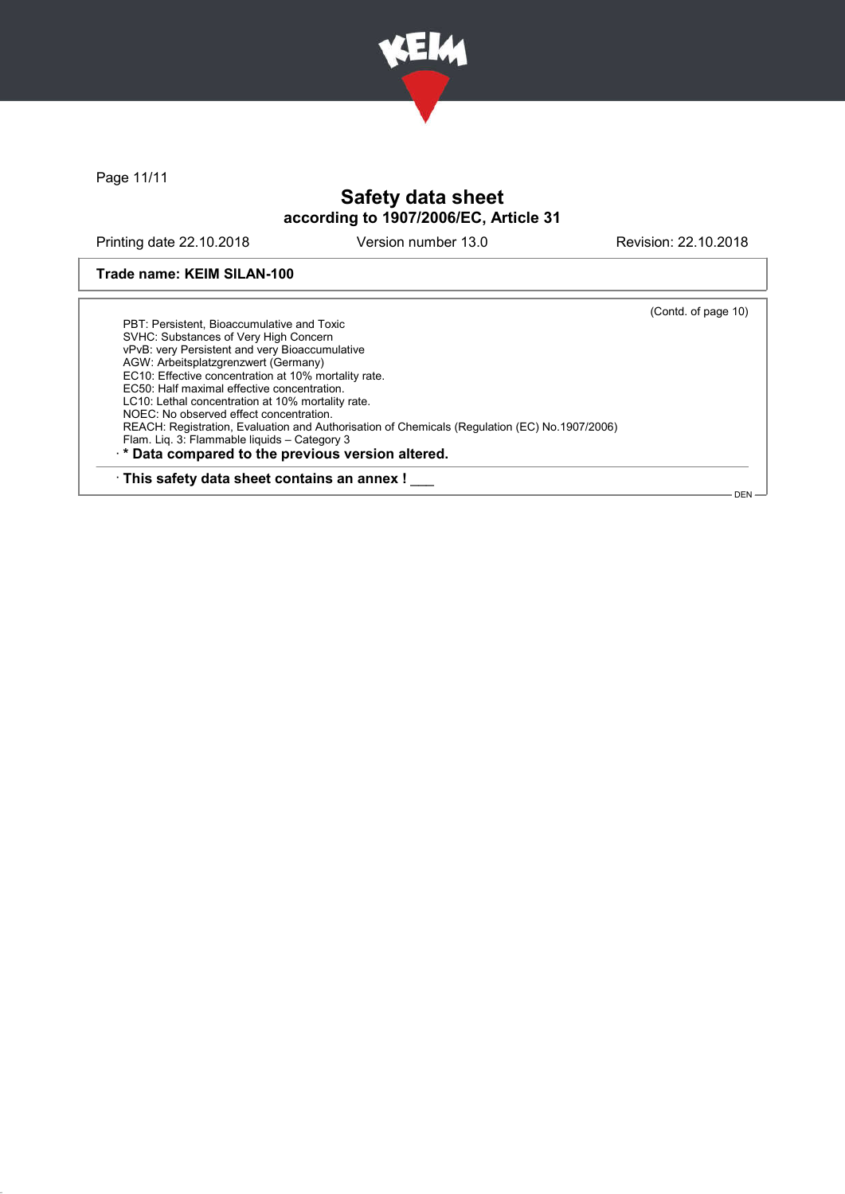# Safety data sheet
## according to 1907/2006/EC, Article 31

Printing date 22.10.2018 | Version number 13.0 | Revision: 22.10.2018

**Trade name: KEIM SILAN-100**

(Contd. of page 10)

PBT: Persistent, Bioaccumulative and Toxic
SVHC: Substances of Very High Concern
vPvB: very Persistent and very Bioaccumulative
AGW: Arbeitsplatzgrenzwert (Germany)
EC10: Effective concentration at 10% mortality rate.
EC50: Half maximal effective concentration.
LC10: Lethal concentration at 10% mortality rate.
NOEC: No observed effect concentration.
REACH: Registration, Evaluation and Authorisation of Chemicals (Regulation (EC) No.1907/2006)
Flam. Liq. 3: Flammable liquids – Category 3

· **\* Data compared to the previous version altered.**

· **This safety data sheet contains an annex !** ___

DEN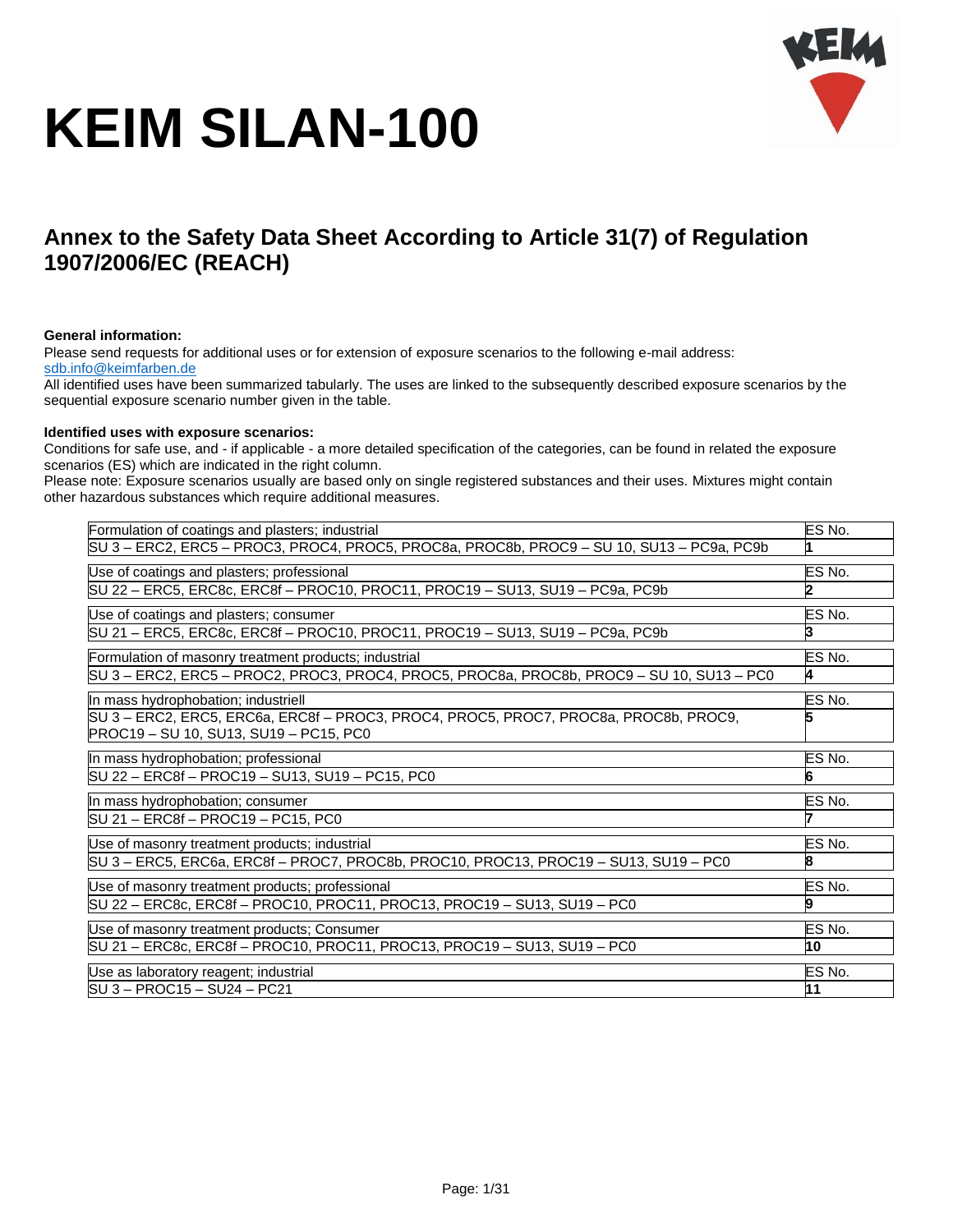# KEIM SILAN-100

## Annex to the Safety Data Sheet According to Article 31(7) of Regulation 1907/2006/EC (REACH)

**General information:**

Please send requests for additional uses or for extension of exposure scenarios to the following e-mail address:
sdb.info@keimfarben.de

All identified uses have been summarized tabularly. The uses are linked to the subsequently described exposure scenarios by the sequential exposure scenario number given in the table.

**Identified uses with exposure scenarios:**

Conditions for safe use, and - if applicable - a more detailed specification of the categories, can be found in related the exposure scenarios (ES) which are indicated in the right column.

Please note: Exposure scenarios usually are based only on single registered substances and their uses. Mixtures might contain other hazardous substances which require additional measures.

| Formulation of coatings and plasters; industrial | ES No. |
|---|---|
| SU 3 – ERC2, ERC5 – PROC3, PROC4, PROC5, PROC8a, PROC8b, PROC9 – SU 10, SU13 – PC9a, PC9b | **1** |

| Use of coatings and plasters; professional | ES No. |
|---|---|
| SU 22 – ERC5, ERC8c, ERC8f – PROC10, PROC11, PROC19 – SU13, SU19 – PC9a, PC9b | **2** |

| Use of coatings and plasters; consumer | ES No. |
|---|---|
| SU 21 – ERC5, ERC8c, ERC8f – PROC10, PROC11, PROC19 – SU13, SU19 – PC9a, PC9b | **3** |

| Formulation of masonry treatment products; industrial | ES No. |
|---|---|
| SU 3 – ERC2, ERC5 – PROC2, PROC3, PROC4, PROC5, PROC8a, PROC8b, PROC9 – SU 10, SU13 – PC0 | **4** |

| In mass hydrophobation; industriell | ES No. |
|---|---|
| SU 3 – ERC2, ERC5, ERC6a, ERC8f – PROC3, PROC4, PROC5, PROC7, PROC8a, PROC8b, PROC9, PROC19 – SU 10, SU13, SU19 – PC15, PC0 | **5** |

| In mass hydrophobation; professional | ES No. |
|---|---|
| SU 22 – ERC8f – PROC19 – SU13, SU19 – PC15, PC0 | **6** |

| In mass hydrophobation; consumer | ES No. |
|---|---|
| SU 21 – ERC8f – PROC19 – PC15, PC0 | **7** |

| Use of masonry treatment products; industrial | ES No. |
|---|---|
| SU 3 – ERC5, ERC6a, ERC8f – PROC7, PROC8b, PROC10, PROC13, PROC19 – SU13, SU19 – PC0 | **8** |

| Use of masonry treatment products; professional | ES No. |
|---|---|
| SU 22 – ERC8c, ERC8f – PROC10, PROC11, PROC13, PROC19 – SU13, SU19 – PC0 | **9** |

| Use of masonry treatment products; Consumer | ES No. |
|---|---|
| SU 21 – ERC8c, ERC8f – PROC10, PROC11, PROC13, PROC19 – SU13, SU19 – PC0 | **10** |

| Use as laboratory reagent; industrial | ES No. |
|---|---|
| SU 3 – PROC15 – SU24 – PC21 | **11** |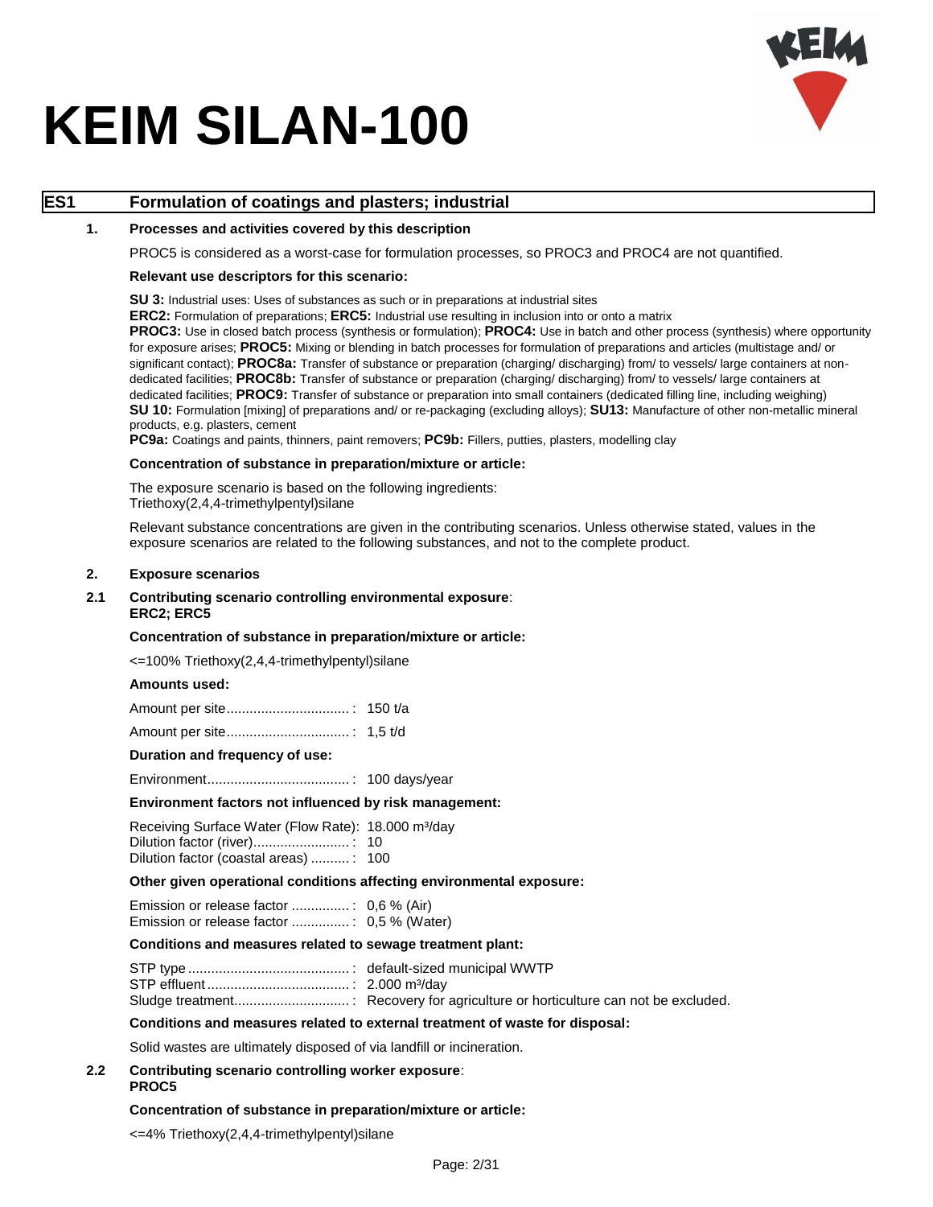# KEIM SILAN-100

## ES1 Formulation of coatings and plasters; industrial

### 1. Processes and activities covered by this description

PROC5 is considered as a worst-case for formulation processes, so PROC3 and PROC4 are not quantified.

**Relevant use descriptors for this scenario:**

**SU 3:** Industrial uses: Uses of substances as such or in preparations at industrial sites
**ERC2:** Formulation of preparations; **ERC5:** Industrial use resulting in inclusion into or onto a matrix
**PROC3:** Use in closed batch process (synthesis or formulation); **PROC4:** Use in batch and other process (synthesis) where opportunity for exposure arises; **PROC5:** Mixing or blending in batch processes for formulation of preparations and articles (multistage and/ or significant contact); **PROC8a:** Transfer of substance or preparation (charging/ discharging) from/ to vessels/ large containers at non-dedicated facilities; **PROC8b:** Transfer of substance or preparation (charging/ discharging) from/ to vessels/ large containers at dedicated facilities; **PROC9:** Transfer of substance or preparation into small containers (dedicated filling line, including weighing)
**SU 10:** Formulation [mixing] of preparations and/ or re-packaging (excluding alloys); **SU13:** Manufacture of other non-metallic mineral products, e.g. plasters, cement
**PC9a:** Coatings and paints, thinners, paint removers; **PC9b:** Fillers, putties, plasters, modelling clay

**Concentration of substance in preparation/mixture or article:**

The exposure scenario is based on the following ingredients:
Triethoxy(2,4,4-trimethylpentyl)silane

Relevant substance concentrations are given in the contributing scenarios. Unless otherwise stated, values in the exposure scenarios are related to the following substances, and not to the complete product.

### 2. Exposure scenarios

#### 2.1 Contributing scenario controlling environmental exposure: ERC2; ERC5

**Concentration of substance in preparation/mixture or article:**

<=100% Triethoxy(2,4,4-trimethylpentyl)silane

**Amounts used:**

Amount per site: 150 t/a

Amount per site: 1,5 t/d

**Duration and frequency of use:**

Environment: 100 days/year

**Environment factors not influenced by risk management:**

Receiving Surface Water (Flow Rate): 18.000 m³/day
Dilution factor (river): 10
Dilution factor (coastal areas): 100

**Other given operational conditions affecting environmental exposure:**

Emission or release factor: 0,6 % (Air)
Emission or release factor: 0,5 % (Water)

**Conditions and measures related to sewage treatment plant:**

STP type: default-sized municipal WWTP
STP effluent: 2.000 m³/day
Sludge treatment: Recovery for agriculture or horticulture can not be excluded.

**Conditions and measures related to external treatment of waste for disposal:**

Solid wastes are ultimately disposed of via landfill or incineration.

#### 2.2 Contributing scenario controlling worker exposure: PROC5

**Concentration of substance in preparation/mixture or article:**

<=4% Triethoxy(2,4,4-trimethylpentyl)silane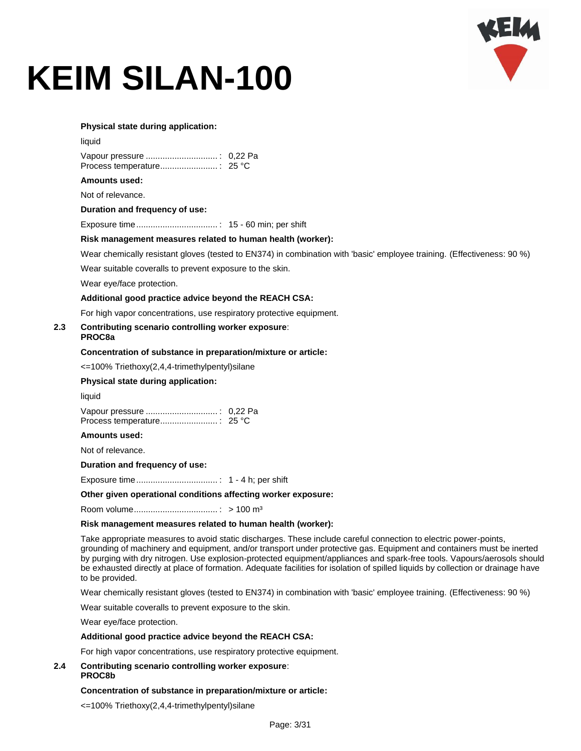**Physical state during application:**

liquid

Vapour pressure ..............................: 0,22 Pa
Process temperature........................: 25 °C

**Amounts used:**

Not of relevance.

**Duration and frequency of use:**

Exposure time..................................: 15 - 60 min; per shift

**Risk management measures related to human health (worker):**

Wear chemically resistant gloves (tested to EN374) in combination with 'basic' employee training. (Effectiveness: 90 %)

Wear suitable coveralls to prevent exposure to the skin.

Wear eye/face protection.

**Additional good practice advice beyond the REACH CSA:**

For high vapor concentrations, use respiratory protective equipment.

## 2.3 Contributing scenario controlling worker exposure: PROC8a

**Concentration of substance in preparation/mixture or article:**

<=100% Triethoxy(2,4,4-trimethylpentyl)silane

**Physical state during application:**

liquid

Vapour pressure ..............................: 0,22 Pa
Process temperature........................: 25 °C

**Amounts used:**

Not of relevance.

**Duration and frequency of use:**

Exposure time..................................: 1 - 4 h; per shift

**Other given operational conditions affecting worker exposure:**

Room volume...................................: > 100 m³

**Risk management measures related to human health (worker):**

Take appropriate measures to avoid static discharges. These include careful connection to electric power-points, grounding of machinery and equipment, and/or transport under protective gas. Equipment and containers must be inerted by purging with dry nitrogen. Use explosion-protected equipment/appliances and spark-free tools. Vapours/aerosols should be exhausted directly at place of formation. Adequate facilities for isolation of spilled liquids by collection or drainage have to be provided.

Wear chemically resistant gloves (tested to EN374) in combination with 'basic' employee training. (Effectiveness: 90 %)

Wear suitable coveralls to prevent exposure to the skin.

Wear eye/face protection.

**Additional good practice advice beyond the REACH CSA:**

For high vapor concentrations, use respiratory protective equipment.

## 2.4 Contributing scenario controlling worker exposure: PROC8b

**Concentration of substance in preparation/mixture or article:**

<=100% Triethoxy(2,4,4-trimethylpentyl)silane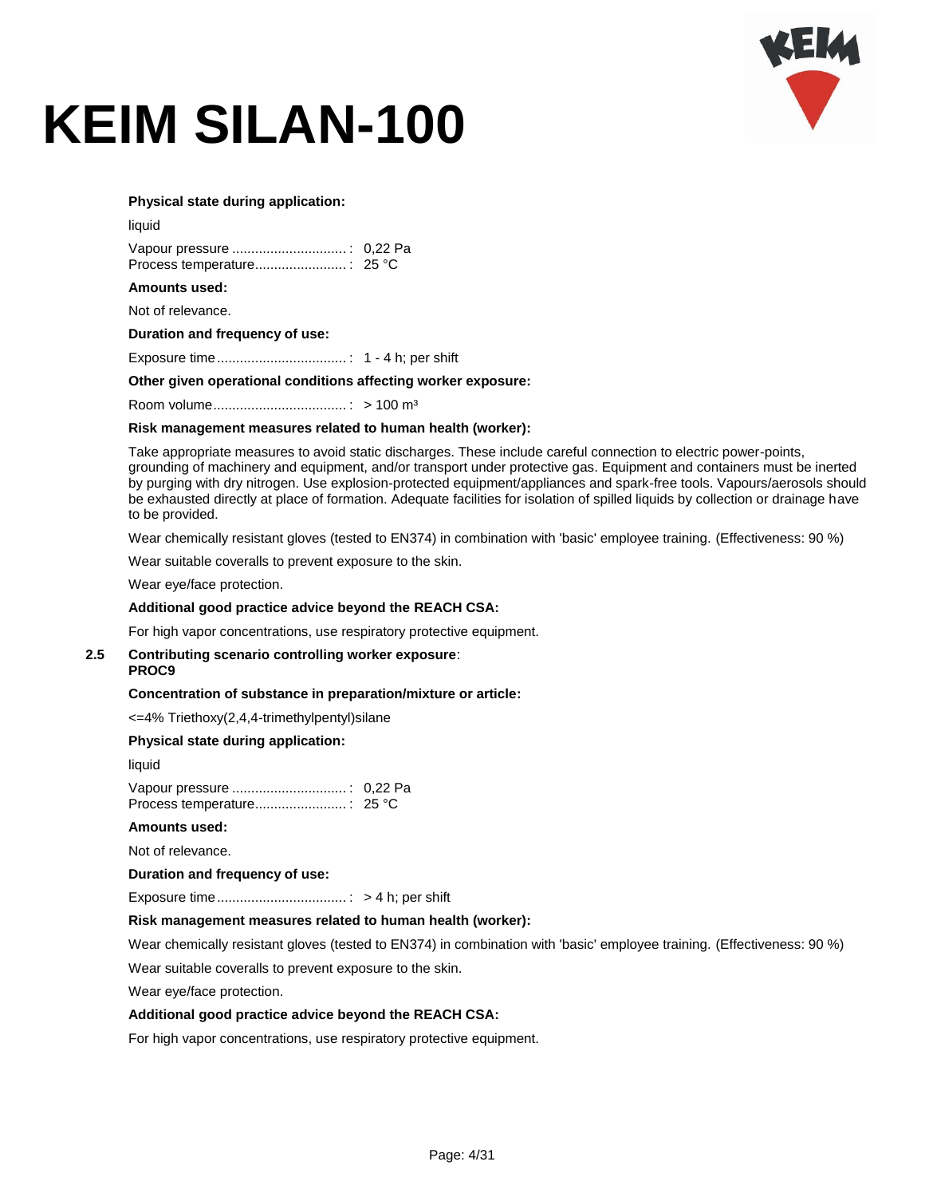**Physical state during application:**

liquid

Vapour pressure ..............................: 0,22 Pa
Process temperature........................: 25 °C

**Amounts used:**

Not of relevance.

**Duration and frequency of use:**

Exposure time..................................: 1 - 4 h; per shift

**Other given operational conditions affecting worker exposure:**

Room volume...................................: > 100 m³

**Risk management measures related to human health (worker):**

Take appropriate measures to avoid static discharges. These include careful connection to electric power-points, grounding of machinery and equipment, and/or transport under protective gas. Equipment and containers must be inerted by purging with dry nitrogen. Use explosion-protected equipment/appliances and spark-free tools. Vapours/aerosols should be exhausted directly at place of formation. Adequate facilities for isolation of spilled liquids by collection or drainage have to be provided.

Wear chemically resistant gloves (tested to EN374) in combination with 'basic' employee training. (Effectiveness: 90 %)

Wear suitable coveralls to prevent exposure to the skin.

Wear eye/face protection.

**Additional good practice advice beyond the REACH CSA:**

For high vapor concentrations, use respiratory protective equipment.

**2.5 Contributing scenario controlling worker exposure: PROC9**

**Concentration of substance in preparation/mixture or article:**

<=4% Triethoxy(2,4,4-trimethylpentyl)silane

**Physical state during application:**

liquid

Vapour pressure ..............................: 0,22 Pa
Process temperature........................: 25 °C

**Amounts used:**

Not of relevance.

**Duration and frequency of use:**

Exposure time..................................: > 4 h; per shift

**Risk management measures related to human health (worker):**

Wear chemically resistant gloves (tested to EN374) in combination with 'basic' employee training. (Effectiveness: 90 %)

Wear suitable coveralls to prevent exposure to the skin.

Wear eye/face protection.

**Additional good practice advice beyond the REACH CSA:**

For high vapor concentrations, use respiratory protective equipment.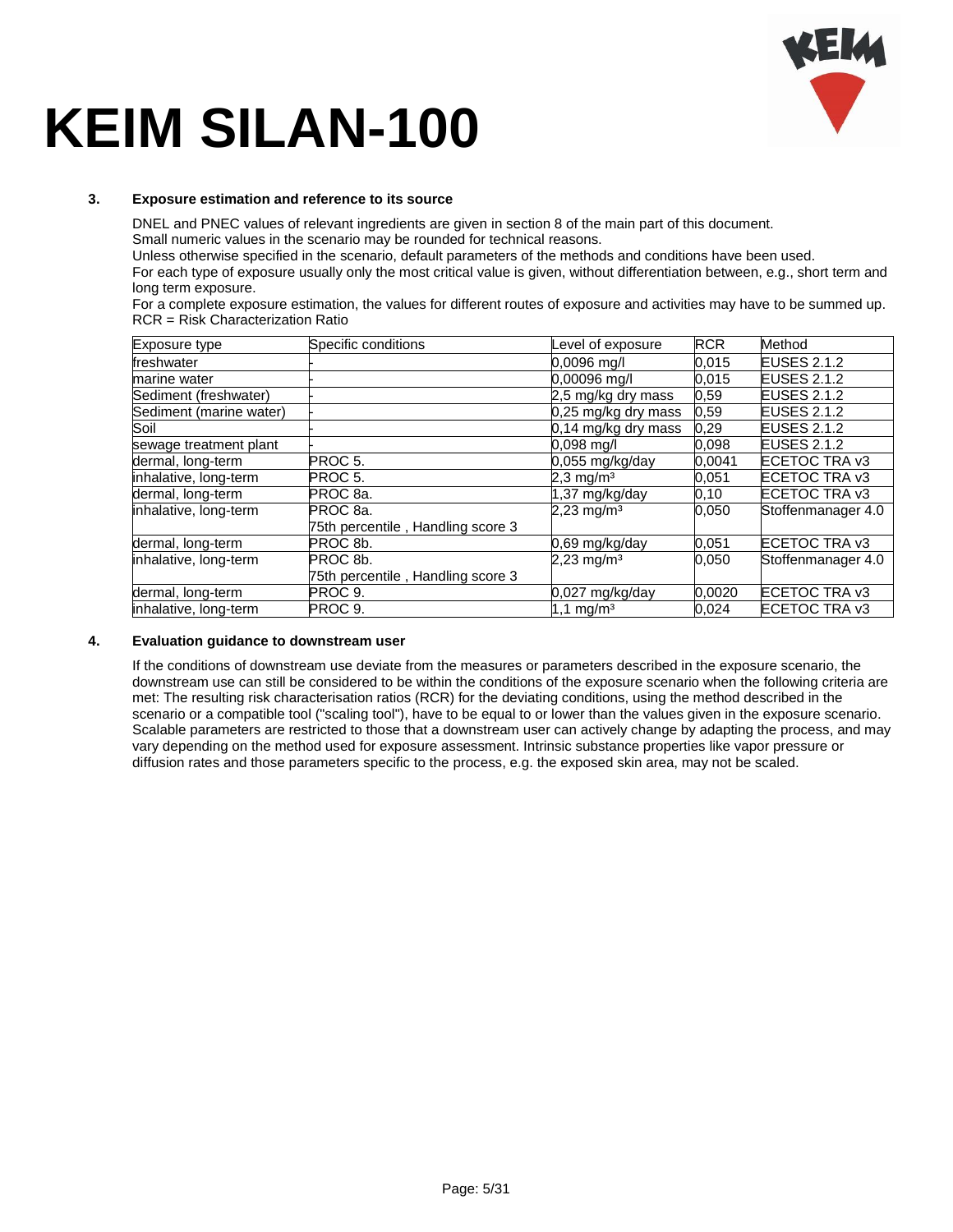# KEIM SILAN-100

### 3. Exposure estimation and reference to its source

DNEL and PNEC values of relevant ingredients are given in section 8 of the main part of this document.
Small numeric values in the scenario may be rounded for technical reasons.
Unless otherwise specified in the scenario, default parameters of the methods and conditions have been used.
For each type of exposure usually only the most critical value is given, without differentiation between, e.g., short term and long term exposure.
For a complete exposure estimation, the values for different routes of exposure and activities may have to be summed up.
RCR = Risk Characterization Ratio

| Exposure type | Specific conditions | Level of exposure | RCR | Method |
|---|---|---|---|---|
| freshwater | - | 0,0096 mg/l | 0,015 | EUSES 2.1.2 |
| marine water | - | 0,00096 mg/l | 0,015 | EUSES 2.1.2 |
| Sediment (freshwater) | - | 2,5 mg/kg dry mass | 0,59 | EUSES 2.1.2 |
| Sediment (marine water) | - | 0,25 mg/kg dry mass | 0,59 | EUSES 2.1.2 |
| Soil | - | 0,14 mg/kg dry mass | 0,29 | EUSES 2.1.2 |
| sewage treatment plant | - | 0,098 mg/l | 0,098 | EUSES 2.1.2 |
| dermal, long-term | PROC 5. | 0,055 mg/kg/day | 0,0041 | ECETOC TRA v3 |
| inhalative, long-term | PROC 5. | 2,3 mg/m³ | 0,051 | ECETOC TRA v3 |
| dermal, long-term | PROC 8a. | 1,37 mg/kg/day | 0,10 | ECETOC TRA v3 |
| inhalative, long-term | PROC 8a.<br>75th percentile , Handling score 3 | 2,23 mg/m³ | 0,050 | Stoffenmanager 4.0 |
| dermal, long-term | PROC 8b. | 0,69 mg/kg/day | 0,051 | ECETOC TRA v3 |
| inhalative, long-term | PROC 8b.<br>75th percentile , Handling score 3 | 2,23 mg/m³ | 0,050 | Stoffenmanager 4.0 |
| dermal, long-term | PROC 9. | 0,027 mg/kg/day | 0,0020 | ECETOC TRA v3 |
| inhalative, long-term | PROC 9. | 1,1 mg/m³ | 0,024 | ECETOC TRA v3 |

### 4. Evaluation guidance to downstream user

If the conditions of downstream use deviate from the measures or parameters described in the exposure scenario, the downstream use can still be considered to be within the conditions of the exposure scenario when the following criteria are met: The resulting risk characterisation ratios (RCR) for the deviating conditions, using the method described in the scenario or a compatible tool ("scaling tool"), have to be equal to or lower than the values given in the exposure scenario. Scalable parameters are restricted to those that a downstream user can actively change by adapting the process, and may vary depending on the method used for exposure assessment. Intrinsic substance properties like vapor pressure or diffusion rates and those parameters specific to the process, e.g. the exposed skin area, may not be scaled.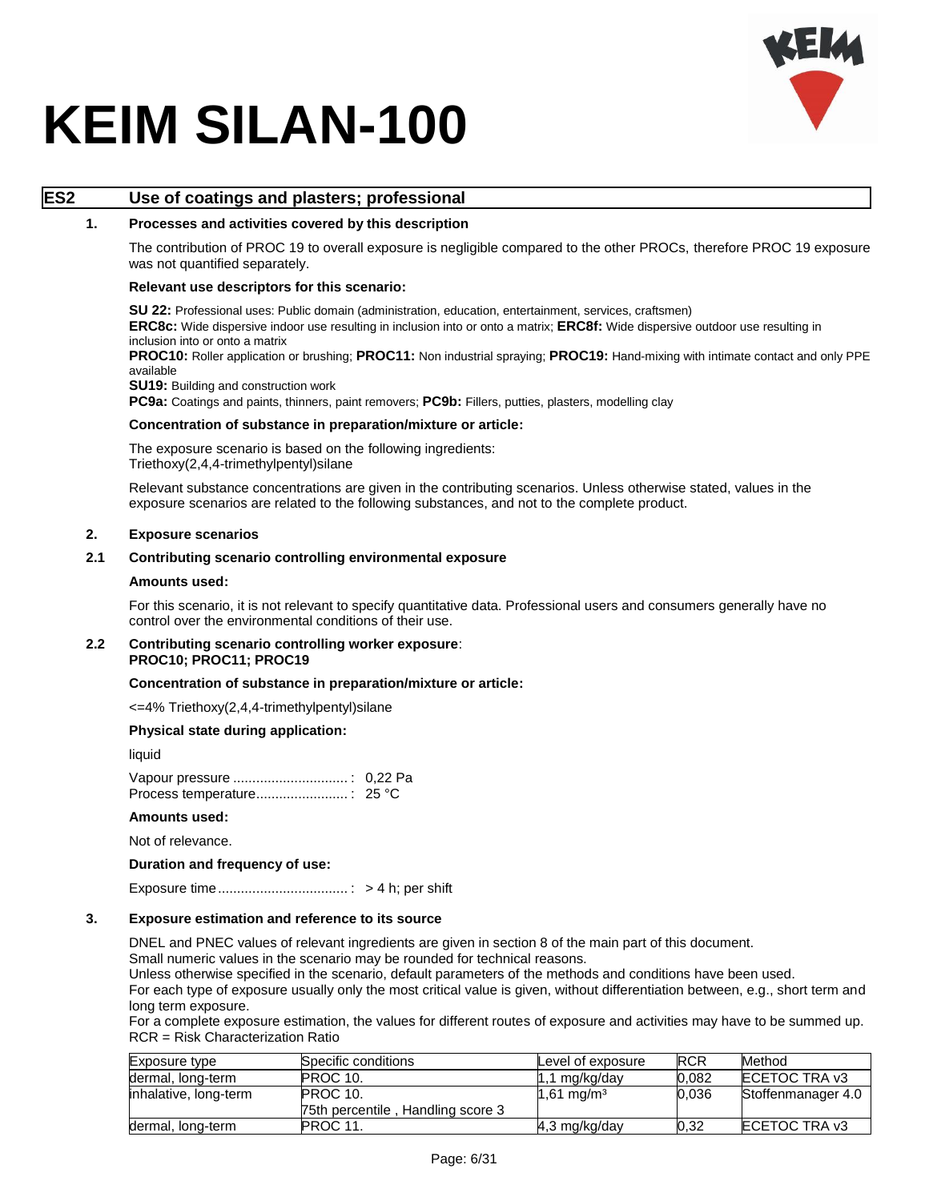# KEIM SILAN-100

## ES2 Use of coatings and plasters; professional

### 1. Processes and activities covered by this description

The contribution of PROC 19 to overall exposure is negligible compared to the other PROCs, therefore PROC 19 exposure was not quantified separately.

**Relevant use descriptors for this scenario:**

**SU 22:** Professional uses: Public domain (administration, education, entertainment, services, craftsmen)
**ERC8c:** Wide dispersive indoor use resulting in inclusion into or onto a matrix; **ERC8f:** Wide dispersive outdoor use resulting in inclusion into or onto a matrix
**PROC10:** Roller application or brushing; **PROC11:** Non industrial spraying; **PROC19:** Hand-mixing with intimate contact and only PPE available
**SU19:** Building and construction work
**PC9a:** Coatings and paints, thinners, paint removers; **PC9b:** Fillers, putties, plasters, modelling clay

**Concentration of substance in preparation/mixture or article:**

The exposure scenario is based on the following ingredients:
Triethoxy(2,4,4-trimethylpentyl)silane

Relevant substance concentrations are given in the contributing scenarios. Unless otherwise stated, values in the exposure scenarios are related to the following substances, and not to the complete product.

### 2. Exposure scenarios

#### 2.1 Contributing scenario controlling environmental exposure

**Amounts used:**

For this scenario, it is not relevant to specify quantitative data. Professional users and consumers generally have no control over the environmental conditions of their use.

#### 2.2 Contributing scenario controlling worker exposure: PROC10; PROC11; PROC19

**Concentration of substance in preparation/mixture or article:**

<=4% Triethoxy(2,4,4-trimethylpentyl)silane

**Physical state during application:**

liquid

Vapour pressure ..............................: 0,22 Pa
Process temperature........................: 25 °C

**Amounts used:**

Not of relevance.

**Duration and frequency of use:**

Exposure time..................................: > 4 h; per shift

### 3. Exposure estimation and reference to its source

DNEL and PNEC values of relevant ingredients are given in section 8 of the main part of this document.
Small numeric values in the scenario may be rounded for technical reasons.
Unless otherwise specified in the scenario, default parameters of the methods and conditions have been used.
For each type of exposure usually only the most critical value is given, without differentiation between, e.g., short term and long term exposure.
For a complete exposure estimation, the values for different routes of exposure and activities may have to be summed up.
RCR = Risk Characterization Ratio

| Exposure type | Specific conditions | Level of exposure | RCR | Method |
|---|---|---|---|---|
| dermal, long-term | PROC 10. | 1,1 mg/kg/day | 0,082 | ECETOC TRA v3 |
| inhalative, long-term | PROC 10.<br>75th percentile , Handling score 3 | 1,61 mg/m³ | 0,036 | Stoffenmanager 4.0 |
| dermal, long-term | PROC 11. | 4,3 mg/kg/day | 0,32 | ECETOC TRA v3 |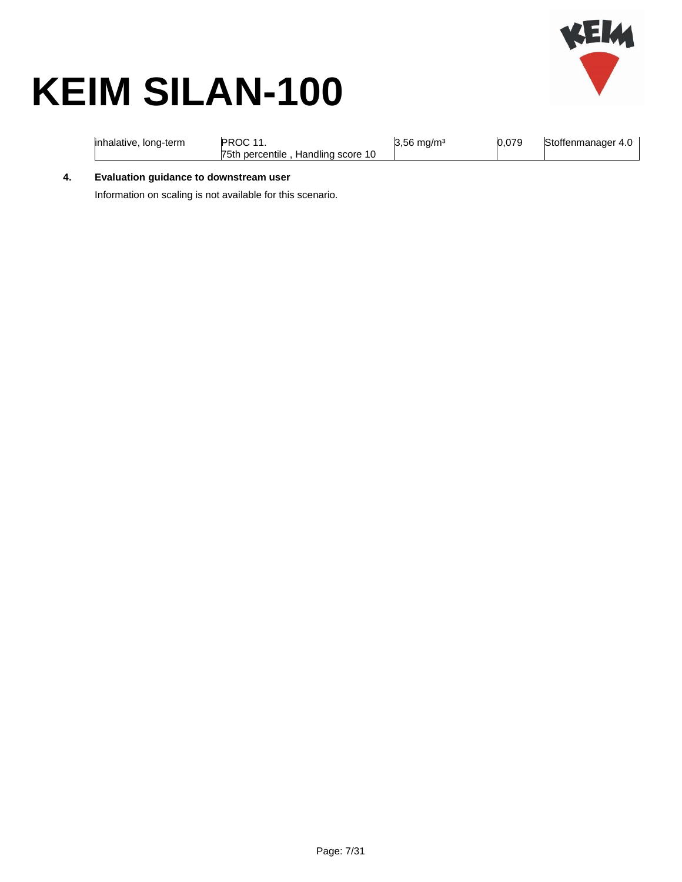| inhalative, long-term | PROC 11.<br>75th percentile , Handling score 10 | 3,56 mg/m³ | 0,079 | Stoffenmanager 4.0 |
|---|---|---|---|---|

**4. Evaluation guidance to downstream user**

Information on scaling is not available for this scenario.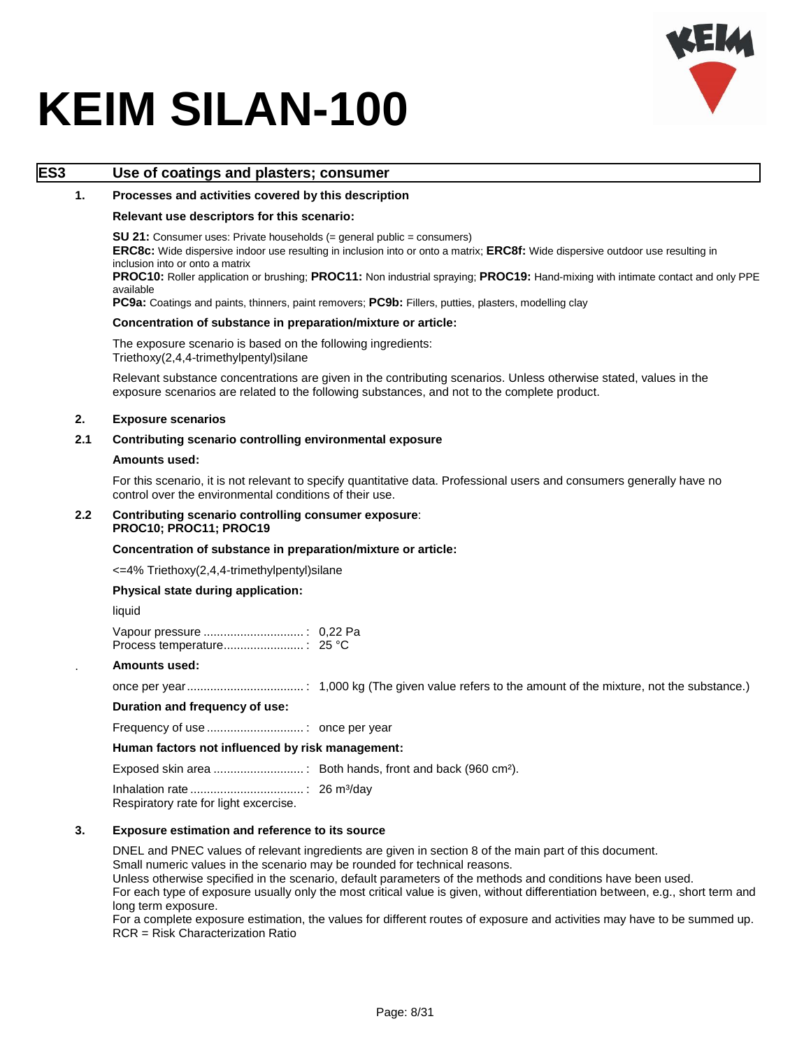# KEIM SILAN-100

## ES3 Use of coatings and plasters; consumer

### 1. Processes and activities covered by this description

**Relevant use descriptors for this scenario:**

**SU 21:** Consumer uses: Private households (= general public = consumers)
**ERC8c:** Wide dispersive indoor use resulting in inclusion into or onto a matrix; **ERC8f:** Wide dispersive outdoor use resulting in inclusion into or onto a matrix
**PROC10:** Roller application or brushing; **PROC11:** Non industrial spraying; **PROC19:** Hand-mixing with intimate contact and only PPE available
**PC9a:** Coatings and paints, thinners, paint removers; **PC9b:** Fillers, putties, plasters, modelling clay

**Concentration of substance in preparation/mixture or article:**

The exposure scenario is based on the following ingredients:
Triethoxy(2,4,4-trimethylpentyl)silane

Relevant substance concentrations are given in the contributing scenarios. Unless otherwise stated, values in the exposure scenarios are related to the following substances, and not to the complete product.

### 2. Exposure scenarios

#### 2.1 Contributing scenario controlling environmental exposure

**Amounts used:**

For this scenario, it is not relevant to specify quantitative data. Professional users and consumers generally have no control over the environmental conditions of their use.

#### 2.2 Contributing scenario controlling consumer exposure: PROC10; PROC11; PROC19

**Concentration of substance in preparation/mixture or article:**

<=4% Triethoxy(2,4,4-trimethylpentyl)silane

**Physical state during application:**

liquid

Vapour pressure ..............................: 0,22 Pa
Process temperature........................: 25 °C

**Amounts used:**

once per year...................................: 1,000 kg (The given value refers to the amount of the mixture, not the substance.)

**Duration and frequency of use:**

Frequency of use .............................: once per year

**Human factors not influenced by risk management:**

Exposed skin area ...........................: Both hands, front and back (960 cm²).

Inhalation rate ..................................: 26 m³/day
Respiratory rate for light excercise.

### 3. Exposure estimation and reference to its source

DNEL and PNEC values of relevant ingredients are given in section 8 of the main part of this document.
Small numeric values in the scenario may be rounded for technical reasons.
Unless otherwise specified in the scenario, default parameters of the methods and conditions have been used.
For each type of exposure usually only the most critical value is given, without differentiation between, e.g., short term and long term exposure.
For a complete exposure estimation, the values for different routes of exposure and activities may have to be summed up.
RCR = Risk Characterization Ratio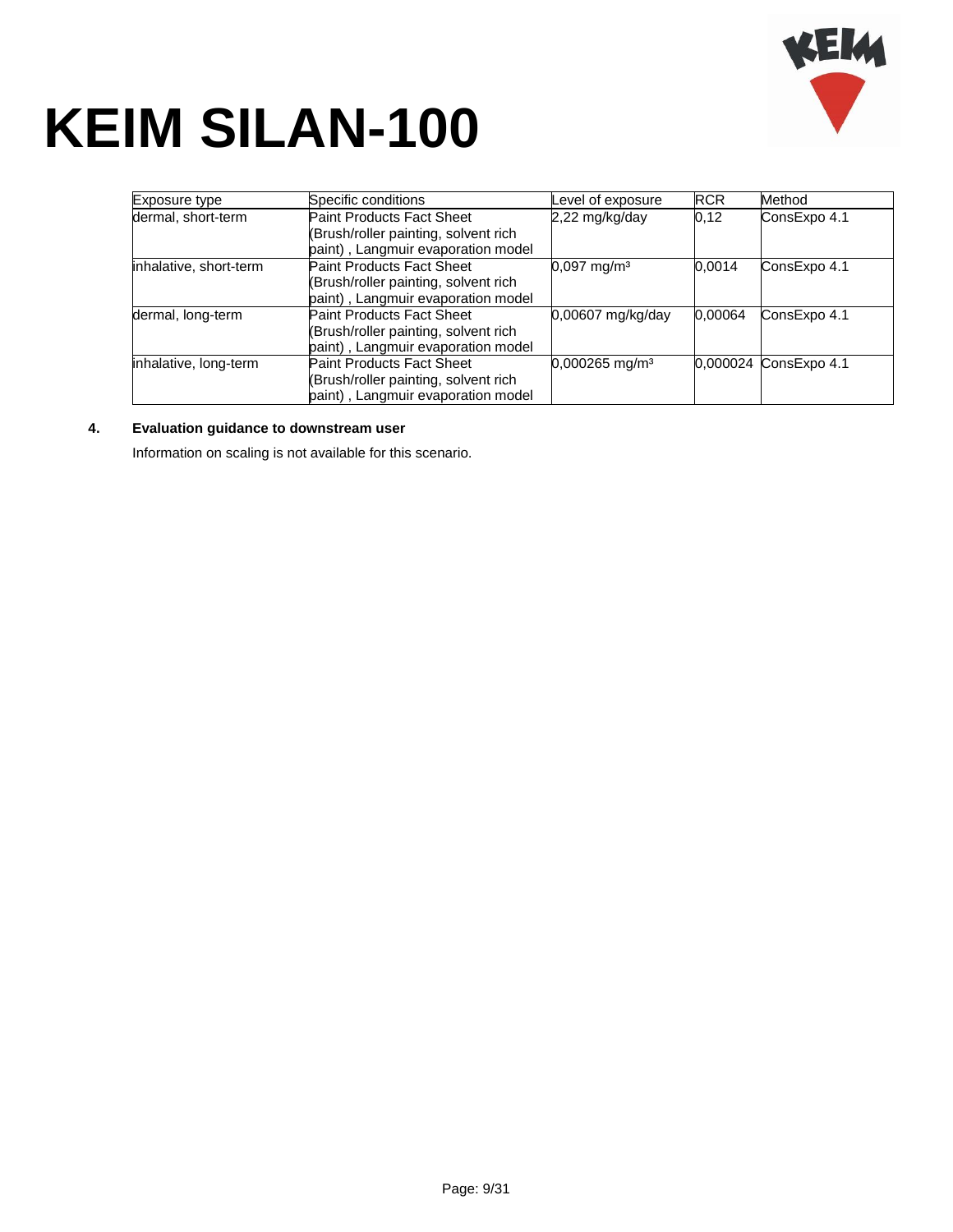# KEIM SILAN-100

| Exposure type | Specific conditions | Level of exposure | RCR | Method |
|---|---|---|---|---|
| dermal, short-term | Paint Products Fact Sheet (Brush/roller painting, solvent rich paint) , Langmuir evaporation model | 2,22 mg/kg/day | 0,12 | ConsExpo 4.1 |
| inhalative, short-term | Paint Products Fact Sheet (Brush/roller painting, solvent rich paint) , Langmuir evaporation model | 0,097 mg/m³ | 0,0014 | ConsExpo 4.1 |
| dermal, long-term | Paint Products Fact Sheet (Brush/roller painting, solvent rich paint) , Langmuir evaporation model | 0,00607 mg/kg/day | 0,00064 | ConsExpo 4.1 |
| inhalative, long-term | Paint Products Fact Sheet (Brush/roller painting, solvent rich paint) , Langmuir evaporation model | 0,000265 mg/m³ | 0,000024 | ConsExpo 4.1 |

**4. Evaluation guidance to downstream user**

Information on scaling is not available for this scenario.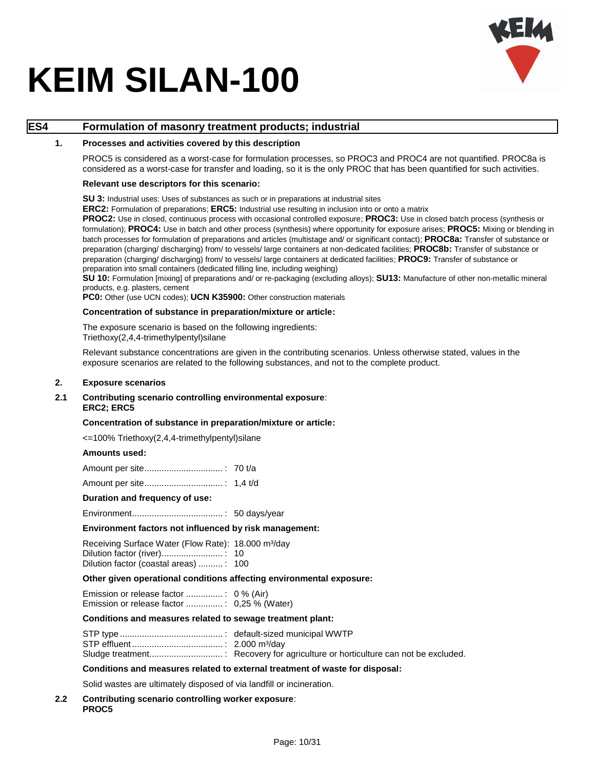# KEIM SILAN-100

## ES4 Formulation of masonry treatment products; industrial

### 1. Processes and activities covered by this description

PROC5 is considered as a worst-case for formulation processes, so PROC3 and PROC4 are not quantified. PROC8a is considered as a worst-case for transfer and loading, so it is the only PROC that has been quantified for such activities.

**Relevant use descriptors for this scenario:**

**SU 3:** Industrial uses: Uses of substances as such or in preparations at industrial sites
**ERC2:** Formulation of preparations; **ERC5:** Industrial use resulting in inclusion into or onto a matrix
**PROC2:** Use in closed, continuous process with occasional controlled exposure; **PROC3:** Use in closed batch process (synthesis or formulation); **PROC4:** Use in batch and other process (synthesis) where opportunity for exposure arises; **PROC5:** Mixing or blending in batch processes for formulation of preparations and articles (multistage and/ or significant contact); **PROC8a:** Transfer of substance or preparation (charging/ discharging) from/ to vessels/ large containers at non-dedicated facilities; **PROC8b:** Transfer of substance or preparation (charging/ discharging) from/ to vessels/ large containers at dedicated facilities; **PROC9:** Transfer of substance or preparation into small containers (dedicated filling line, including weighing)
**SU 10:** Formulation [mixing] of preparations and/ or re-packaging (excluding alloys); **SU13:** Manufacture of other non-metallic mineral products, e.g. plasters, cement
**PC0:** Other (use UCN codes); **UCN K35900:** Other construction materials

**Concentration of substance in preparation/mixture or article:**

The exposure scenario is based on the following ingredients:
Triethoxy(2,4,4-trimethylpentyl)silane

Relevant substance concentrations are given in the contributing scenarios. Unless otherwise stated, values in the exposure scenarios are related to the following substances, and not to the complete product.

### 2. Exposure scenarios

#### 2.1 Contributing scenario controlling environmental exposure: ERC2; ERC5

**Concentration of substance in preparation/mixture or article:**

<=100% Triethoxy(2,4,4-trimethylpentyl)silane

**Amounts used:**

Amount per site................................: 70 t/a

Amount per site................................: 1,4 t/d

**Duration and frequency of use:**

Environment.....................................: 50 days/year

**Environment factors not influenced by risk management:**

Receiving Surface Water (Flow Rate): 18.000 m³/day
Dilution factor (river).........................: 10
Dilution factor (coastal areas) ..........: 100

**Other given operational conditions affecting environmental exposure:**

Emission or release factor ...............: 0 % (Air)
Emission or release factor ...............: 0,25 % (Water)

**Conditions and measures related to sewage treatment plant:**

STP type ..........................................: default-sized municipal WWTP
STP effluent .....................................: 2.000 m³/day
Sludge treatment..............................: Recovery for agriculture or horticulture can not be excluded.

**Conditions and measures related to external treatment of waste for disposal:**

Solid wastes are ultimately disposed of via landfill or incineration.

#### 2.2 Contributing scenario controlling worker exposure: PROC5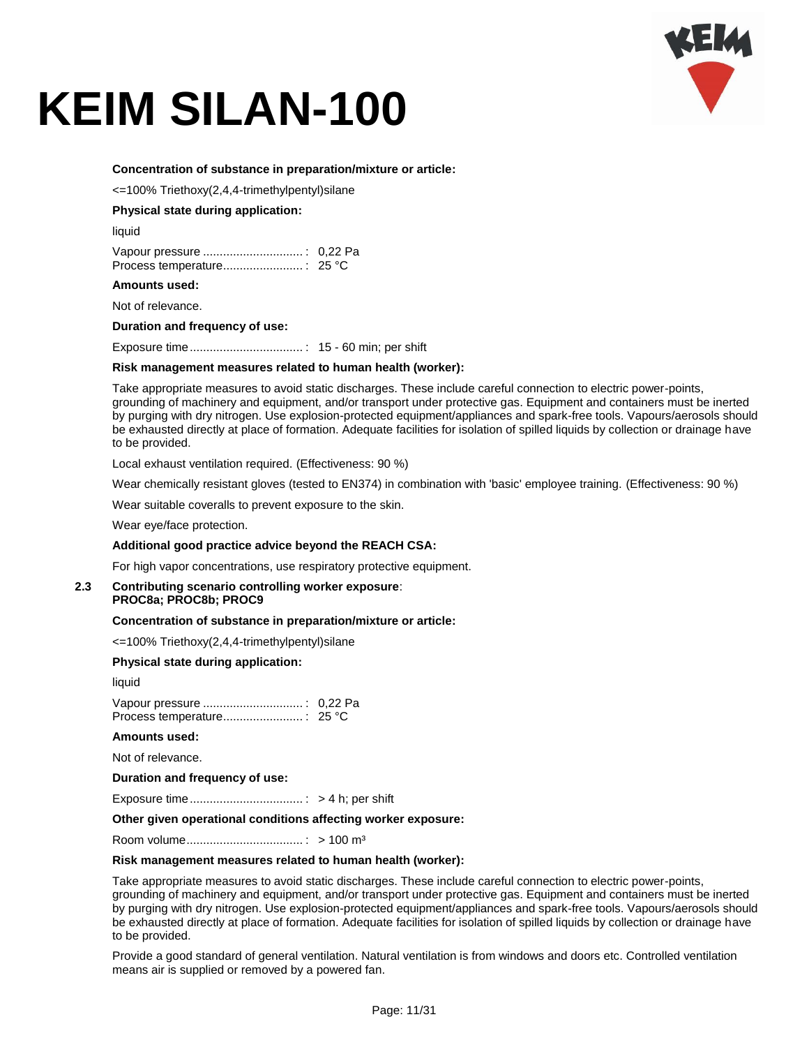# KEIM SILAN-100

**Concentration of substance in preparation/mixture or article:**

<=100% Triethoxy(2,4,4-trimethylpentyl)silane

**Physical state during application:**

liquid

Vapour pressure ..............................: 0,22 Pa
Process temperature........................: 25 °C

**Amounts used:**

Not of relevance.

**Duration and frequency of use:**

Exposure time..................................: 15 - 60 min; per shift

**Risk management measures related to human health (worker):**

Take appropriate measures to avoid static discharges. These include careful connection to electric power-points, grounding of machinery and equipment, and/or transport under protective gas. Equipment and containers must be inerted by purging with dry nitrogen. Use explosion-protected equipment/appliances and spark-free tools. Vapours/aerosols should be exhausted directly at place of formation. Adequate facilities for isolation of spilled liquids by collection or drainage have to be provided.

Local exhaust ventilation required. (Effectiveness: 90 %)

Wear chemically resistant gloves (tested to EN374) in combination with 'basic' employee training. (Effectiveness: 90 %)

Wear suitable coveralls to prevent exposure to the skin.

Wear eye/face protection.

**Additional good practice advice beyond the REACH CSA:**

For high vapor concentrations, use respiratory protective equipment.

**2.3 Contributing scenario controlling worker exposure**:
**PROC8a; PROC8b; PROC9**

**Concentration of substance in preparation/mixture or article:**

<=100% Triethoxy(2,4,4-trimethylpentyl)silane

**Physical state during application:**

liquid

Vapour pressure ..............................: 0,22 Pa
Process temperature........................: 25 °C

**Amounts used:**

Not of relevance.

**Duration and frequency of use:**

Exposure time..................................: > 4 h; per shift

**Other given operational conditions affecting worker exposure:**

Room volume...................................: > 100 m³

**Risk management measures related to human health (worker):**

Take appropriate measures to avoid static discharges. These include careful connection to electric power-points, grounding of machinery and equipment, and/or transport under protective gas. Equipment and containers must be inerted by purging with dry nitrogen. Use explosion-protected equipment/appliances and spark-free tools. Vapours/aerosols should be exhausted directly at place of formation. Adequate facilities for isolation of spilled liquids by collection or drainage have to be provided.

Provide a good standard of general ventilation. Natural ventilation is from windows and doors etc. Controlled ventilation means air is supplied or removed by a powered fan.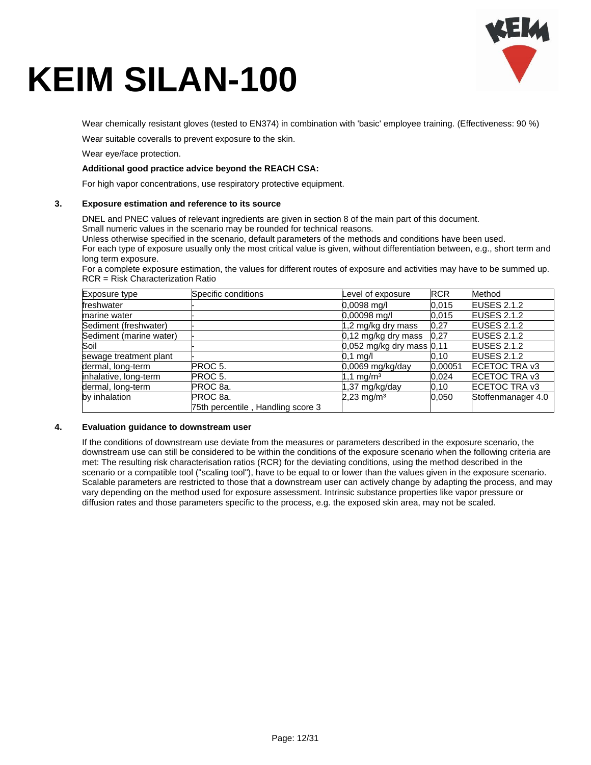# KEIM SILAN-100

Wear chemically resistant gloves (tested to EN374) in combination with 'basic' employee training. (Effectiveness: 90 %)

Wear suitable coveralls to prevent exposure to the skin.

Wear eye/face protection.

**Additional good practice advice beyond the REACH CSA:**

For high vapor concentrations, use respiratory protective equipment.

## 3. Exposure estimation and reference to its source

DNEL and PNEC values of relevant ingredients are given in section 8 of the main part of this document.
Small numeric values in the scenario may be rounded for technical reasons.
Unless otherwise specified in the scenario, default parameters of the methods and conditions have been used.
For each type of exposure usually only the most critical value is given, without differentiation between, e.g., short term and long term exposure.
For a complete exposure estimation, the values for different routes of exposure and activities may have to be summed up.
RCR = Risk Characterization Ratio

| Exposure type | Specific conditions | Level of exposure | RCR | Method |
|---|---|---|---|---|
| freshwater | - | 0,0098 mg/l | 0,015 | EUSES 2.1.2 |
| marine water | - | 0,00098 mg/l | 0,015 | EUSES 2.1.2 |
| Sediment (freshwater) | - | 1,2 mg/kg dry mass | 0,27 | EUSES 2.1.2 |
| Sediment (marine water) | - | 0,12 mg/kg dry mass | 0,27 | EUSES 2.1.2 |
| Soil | - | 0,052 mg/kg dry mass | 0,11 | EUSES 2.1.2 |
| sewage treatment plant | - | 0,1 mg/l | 0,10 | EUSES 2.1.2 |
| dermal, long-term | PROC 5. | 0,0069 mg/kg/day | 0,00051 | ECETOC TRA v3 |
| inhalative, long-term | PROC 5. | 1,1 mg/m³ | 0,024 | ECETOC TRA v3 |
| dermal, long-term | PROC 8a. | 1,37 mg/kg/day | 0,10 | ECETOC TRA v3 |
| by inhalation | PROC 8a. 75th percentile , Handling score 3 | 2,23 mg/m³ | 0,050 | Stoffenmanager 4.0 |

## 4. Evaluation guidance to downstream user

If the conditions of downstream use deviate from the measures or parameters described in the exposure scenario, the downstream use can still be considered to be within the conditions of the exposure scenario when the following criteria are met: The resulting risk characterisation ratios (RCR) for the deviating conditions, using the method described in the scenario or a compatible tool ("scaling tool"), have to be equal to or lower than the values given in the exposure scenario. Scalable parameters are restricted to those that a downstream user can actively change by adapting the process, and may vary depending on the method used for exposure assessment. Intrinsic substance properties like vapor pressure or diffusion rates and those parameters specific to the process, e.g. the exposed skin area, may not be scaled.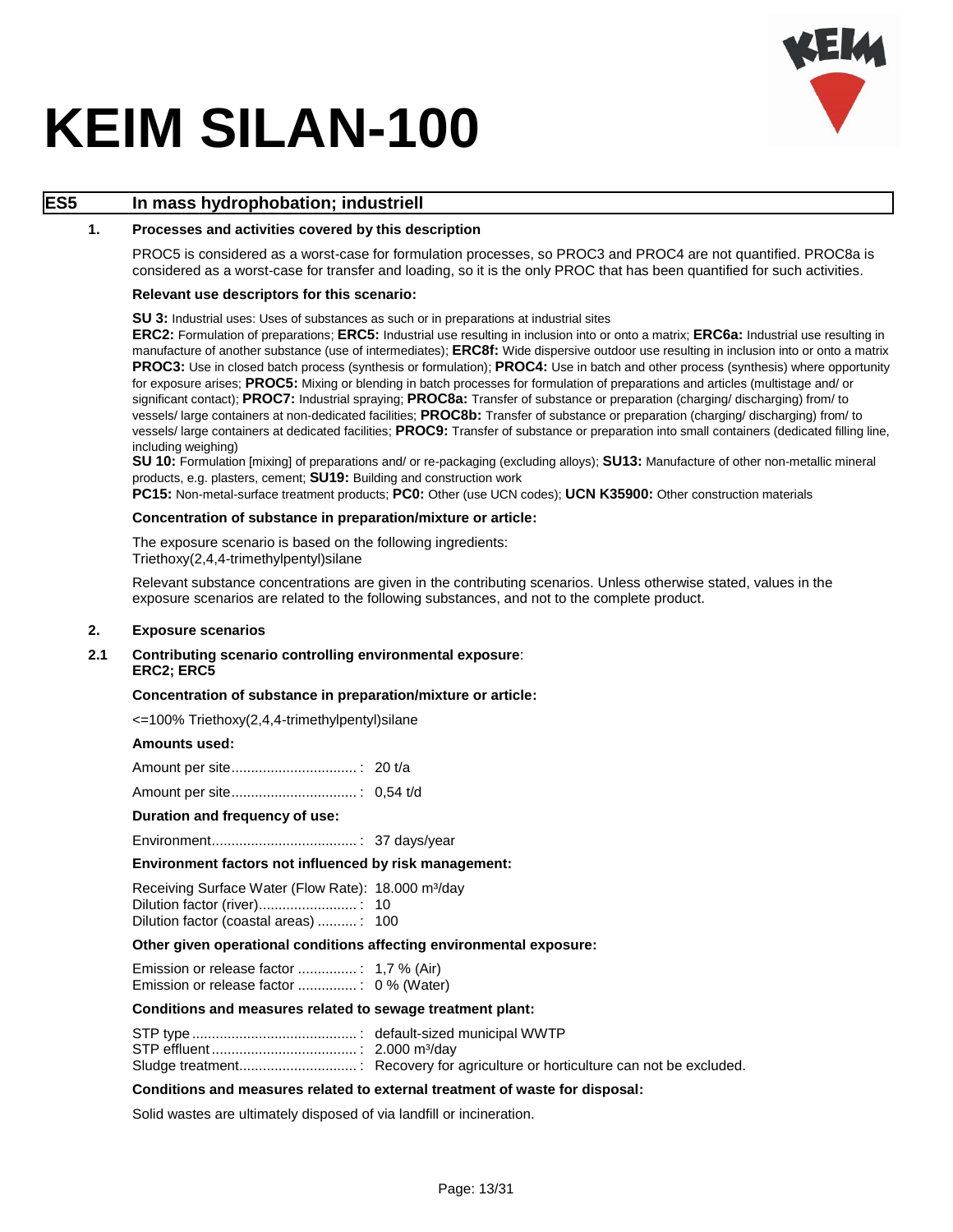# KEIM SILAN-100

## ES5 In mass hydrophobation; industriell

### 1. Processes and activities covered by this description

PROC5 is considered as a worst-case for formulation processes, so PROC3 and PROC4 are not quantified. PROC8a is considered as a worst-case for transfer and loading, so it is the only PROC that has been quantified for such activities.

**Relevant use descriptors for this scenario:**

**SU 3:** Industrial uses: Uses of substances as such or in preparations at industrial sites
**ERC2:** Formulation of preparations; **ERC5:** Industrial use resulting in inclusion into or onto a matrix; **ERC6a:** Industrial use resulting in manufacture of another substance (use of intermediates); **ERC8f:** Wide dispersive outdoor use resulting in inclusion into or onto a matrix
**PROC3:** Use in closed batch process (synthesis or formulation); **PROC4:** Use in batch and other process (synthesis) where opportunity for exposure arises; **PROC5:** Mixing or blending in batch processes for formulation of preparations and articles (multistage and/ or significant contact); **PROC7:** Industrial spraying; **PROC8a:** Transfer of substance or preparation (charging/ discharging) from/ to vessels/ large containers at non-dedicated facilities; **PROC8b:** Transfer of substance or preparation (charging/ discharging) from/ to vessels/ large containers at dedicated facilities; **PROC9:** Transfer of substance or preparation into small containers (dedicated filling line, including weighing)
**SU 10:** Formulation [mixing] of preparations and/ or re-packaging (excluding alloys); **SU13:** Manufacture of other non-metallic mineral products, e.g. plasters, cement; **SU19:** Building and construction work
**PC15:** Non-metal-surface treatment products; **PC0:** Other (use UCN codes); **UCN K35900:** Other construction materials

**Concentration of substance in preparation/mixture or article:**

The exposure scenario is based on the following ingredients:
Triethoxy(2,4,4-trimethylpentyl)silane

Relevant substance concentrations are given in the contributing scenarios. Unless otherwise stated, values in the exposure scenarios are related to the following substances, and not to the complete product.

### 2. Exposure scenarios

#### 2.1 Contributing scenario controlling environmental exposure: ERC2; ERC5

**Concentration of substance in preparation/mixture or article:**

<=100% Triethoxy(2,4,4-trimethylpentyl)silane

**Amounts used:**

Amount per site: 20 t/a

Amount per site: 0,54 t/d

**Duration and frequency of use:**

Environment: 37 days/year

**Environment factors not influenced by risk management:**

Receiving Surface Water (Flow Rate): 18.000 m³/day
Dilution factor (river): 10
Dilution factor (coastal areas): 100

**Other given operational conditions affecting environmental exposure:**

Emission or release factor: 1,7 % (Air)
Emission or release factor: 0 % (Water)

**Conditions and measures related to sewage treatment plant:**

STP type: default-sized municipal WWTP
STP effluent: 2.000 m³/day
Sludge treatment: Recovery for agriculture or horticulture can not be excluded.

**Conditions and measures related to external treatment of waste for disposal:**

Solid wastes are ultimately disposed of via landfill or incineration.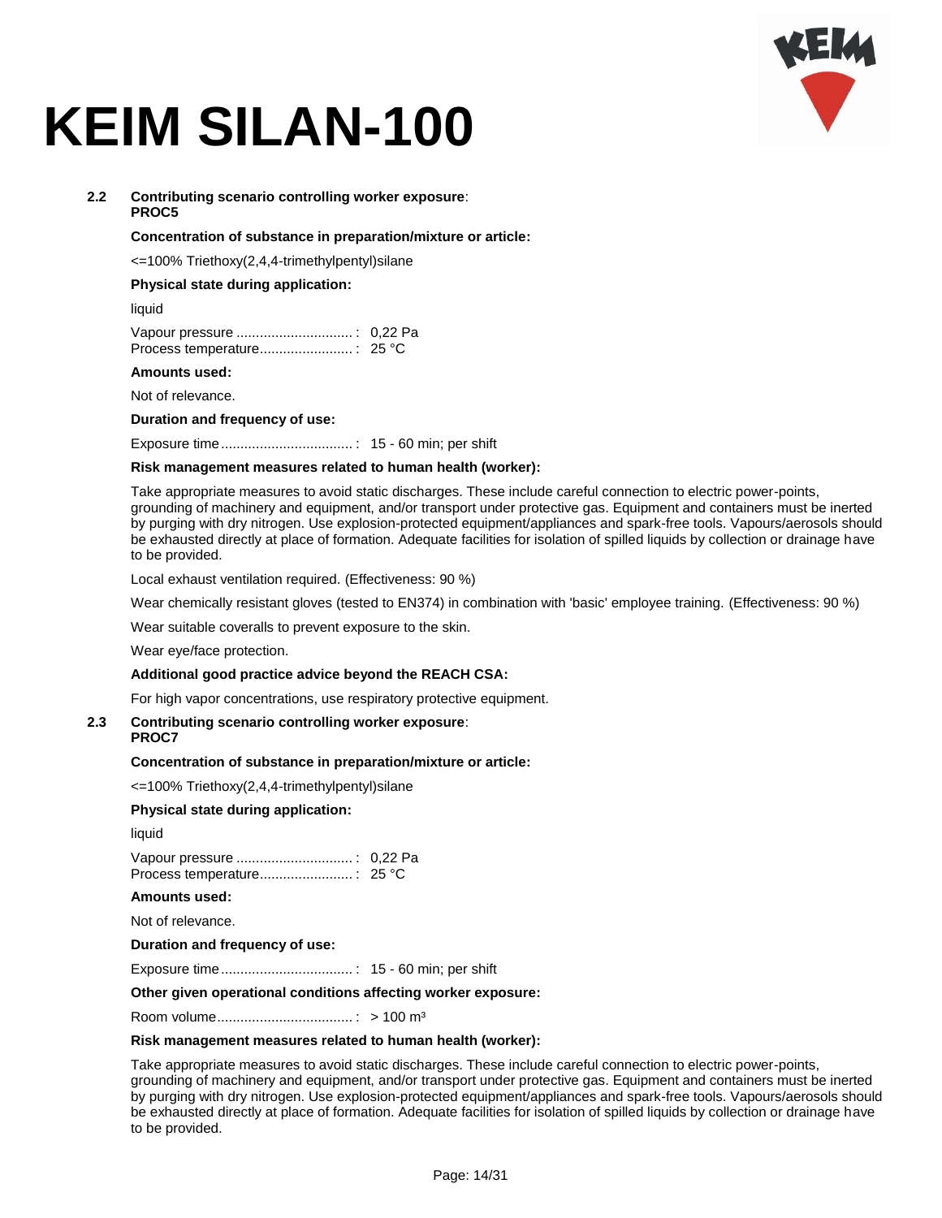# KEIM SILAN-100

**2.2 Contributing scenario controlling worker exposure**: **PROC5**

**Concentration of substance in preparation/mixture or article:**

<=100% Triethoxy(2,4,4-trimethylpentyl)silane

**Physical state during application:**

liquid

Vapour pressure ..............................: 0,22 Pa
Process temperature........................: 25 °C

**Amounts used:**

Not of relevance.

**Duration and frequency of use:**

Exposure time..................................: 15 - 60 min; per shift

**Risk management measures related to human health (worker):**

Take appropriate measures to avoid static discharges. These include careful connection to electric power-points, grounding of machinery and equipment, and/or transport under protective gas. Equipment and containers must be inerted by purging with dry nitrogen. Use explosion-protected equipment/appliances and spark-free tools. Vapours/aerosols should be exhausted directly at place of formation. Adequate facilities for isolation of spilled liquids by collection or drainage have to be provided.

Local exhaust ventilation required. (Effectiveness: 90 %)

Wear chemically resistant gloves (tested to EN374) in combination with 'basic' employee training. (Effectiveness: 90 %)

Wear suitable coveralls to prevent exposure to the skin.

Wear eye/face protection.

**Additional good practice advice beyond the REACH CSA:**

For high vapor concentrations, use respiratory protective equipment.

**2.3 Contributing scenario controlling worker exposure**: **PROC7**

**Concentration of substance in preparation/mixture or article:**

<=100% Triethoxy(2,4,4-trimethylpentyl)silane

**Physical state during application:**

liquid

Vapour pressure ..............................: 0,22 Pa
Process temperature........................: 25 °C

**Amounts used:**

Not of relevance.

**Duration and frequency of use:**

Exposure time..................................: 15 - 60 min; per shift

**Other given operational conditions affecting worker exposure:**

Room volume...................................: > 100 m³

**Risk management measures related to human health (worker):**

Take appropriate measures to avoid static discharges. These include careful connection to electric power-points, grounding of machinery and equipment, and/or transport under protective gas. Equipment and containers must be inerted by purging with dry nitrogen. Use explosion-protected equipment/appliances and spark-free tools. Vapours/aerosols should be exhausted directly at place of formation. Adequate facilities for isolation of spilled liquids by collection or drainage have to be provided.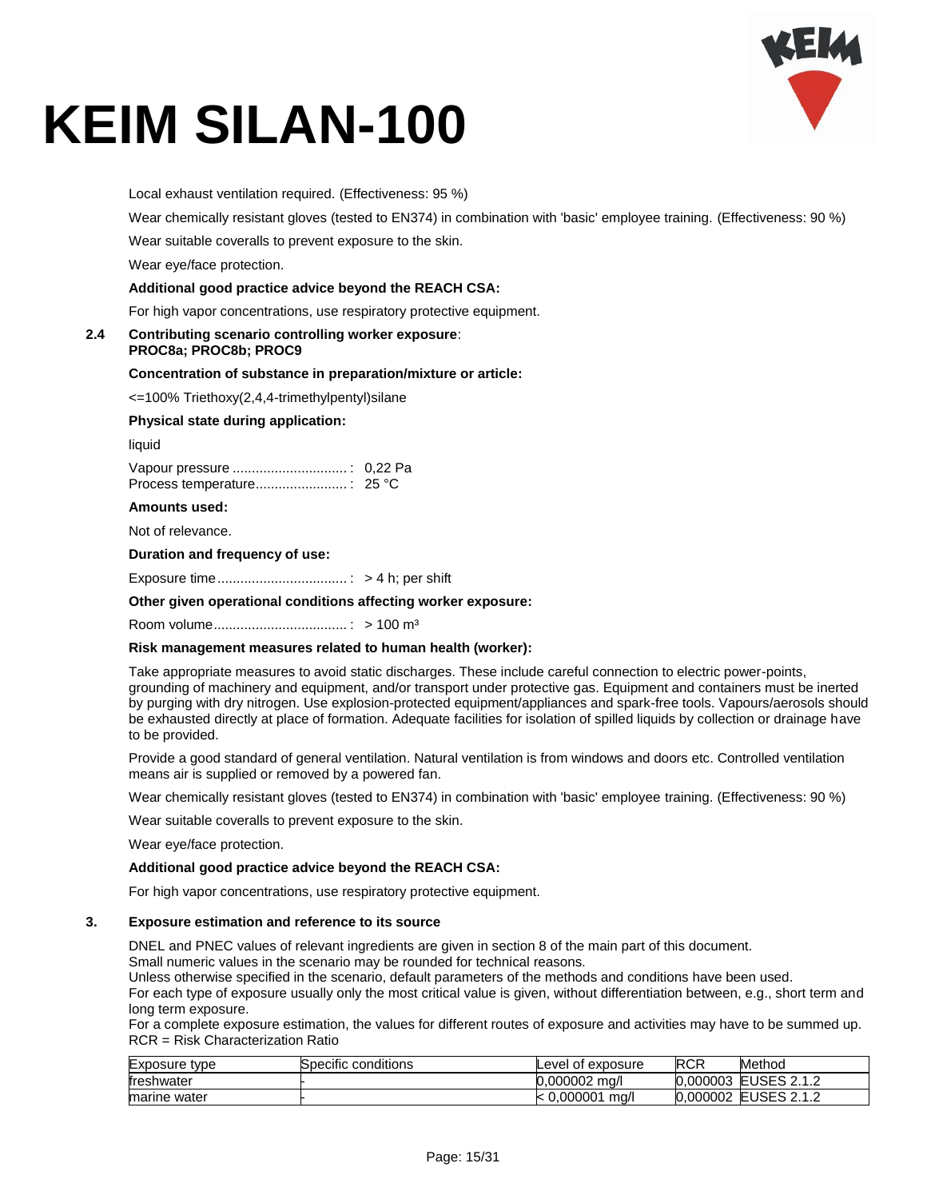# KEIM SILAN-100

Local exhaust ventilation required. (Effectiveness: 95 %)

Wear chemically resistant gloves (tested to EN374) in combination with 'basic' employee training. (Effectiveness: 90 %)

Wear suitable coveralls to prevent exposure to the skin.

Wear eye/face protection.

**Additional good practice advice beyond the REACH CSA:**

For high vapor concentrations, use respiratory protective equipment.

**2.4 Contributing scenario controlling worker exposure**:
**PROC8a; PROC8b; PROC9**

**Concentration of substance in preparation/mixture or article:**

<=100% Triethoxy(2,4,4-trimethylpentyl)silane

**Physical state during application:**

liquid

Vapour pressure ..............................: 0,22 Pa
Process temperature........................: 25 °C

**Amounts used:**

Not of relevance.

**Duration and frequency of use:**

Exposure time..................................: > 4 h; per shift

**Other given operational conditions affecting worker exposure:**

Room volume...................................: > 100 m³

**Risk management measures related to human health (worker):**

Take appropriate measures to avoid static discharges. These include careful connection to electric power-points, grounding of machinery and equipment, and/or transport under protective gas. Equipment and containers must be inerted by purging with dry nitrogen. Use explosion-protected equipment/appliances and spark-free tools. Vapours/aerosols should be exhausted directly at place of formation. Adequate facilities for isolation of spilled liquids by collection or drainage have to be provided.

Provide a good standard of general ventilation. Natural ventilation is from windows and doors etc. Controlled ventilation means air is supplied or removed by a powered fan.

Wear chemically resistant gloves (tested to EN374) in combination with 'basic' employee training. (Effectiveness: 90 %)

Wear suitable coveralls to prevent exposure to the skin.

Wear eye/face protection.

**Additional good practice advice beyond the REACH CSA:**

For high vapor concentrations, use respiratory protective equipment.

## 3. Exposure estimation and reference to its source

DNEL and PNEC values of relevant ingredients are given in section 8 of the main part of this document.
Small numeric values in the scenario may be rounded for technical reasons.
Unless otherwise specified in the scenario, default parameters of the methods and conditions have been used.
For each type of exposure usually only the most critical value is given, without differentiation between, e.g., short term and long term exposure.
For a complete exposure estimation, the values for different routes of exposure and activities may have to be summed up.
RCR = Risk Characterization Ratio

| Exposure type | Specific conditions | Level of exposure | RCR | Method |
|---|---|---|---|---|
| freshwater | - | 0,000002 mg/l | 0,000003 | EUSES 2.1.2 |
| marine water | - | < 0,000001 mg/l | 0,000002 | EUSES 2.1.2 |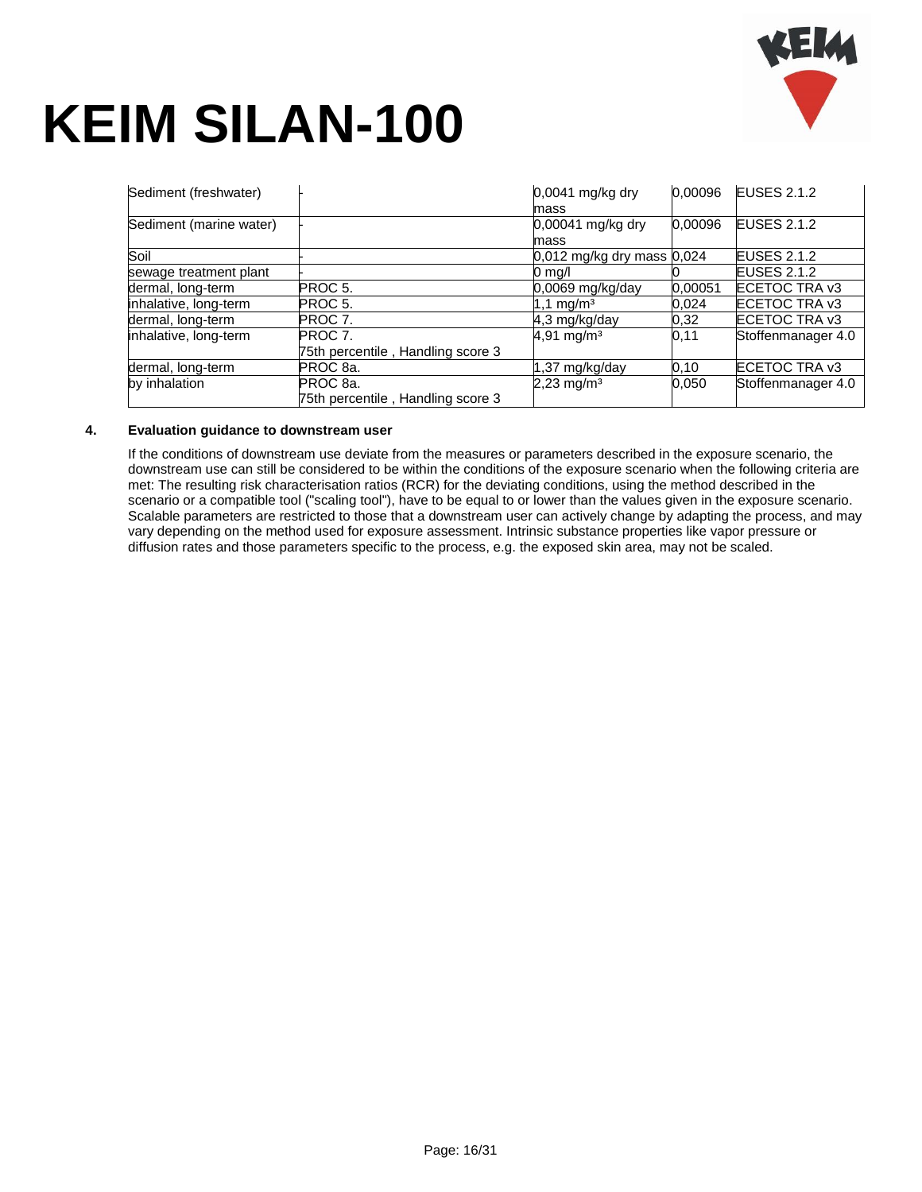| Sediment (freshwater) | - | 0,0041 mg/kg dry mass | 0,00096 | EUSES 2.1.2 |
|---|---|---|---|---|
| Sediment (marine water) | - | 0,00041 mg/kg dry mass | 0,00096 | EUSES 2.1.2 |
| Soil | - | 0,012 mg/kg dry mass | 0,024 | EUSES 2.1.2 |
| sewage treatment plant | - | 0 mg/l | 0 | EUSES 2.1.2 |
| dermal, long-term | PROC 5. | 0,0069 mg/kg/day | 0,00051 | ECETOC TRA v3 |
| inhalative, long-term | PROC 5. | 1,1 mg/m³ | 0,024 | ECETOC TRA v3 |
| dermal, long-term | PROC 7. | 4,3 mg/kg/day | 0,32 | ECETOC TRA v3 |
| inhalative, long-term | PROC 7. 75th percentile , Handling score 3 | 4,91 mg/m³ | 0,11 | Stoffenmanager 4.0 |
| dermal, long-term | PROC 8a. | 1,37 mg/kg/day | 0,10 | ECETOC TRA v3 |
| by inhalation | PROC 8a. 75th percentile , Handling score 3 | 2,23 mg/m³ | 0,050 | Stoffenmanager 4.0 |

**4. Evaluation guidance to downstream user**

If the conditions of downstream use deviate from the measures or parameters described in the exposure scenario, the downstream use can still be considered to be within the conditions of the exposure scenario when the following criteria are met: The resulting risk characterisation ratios (RCR) for the deviating conditions, using the method described in the scenario or a compatible tool ("scaling tool"), have to be equal to or lower than the values given in the exposure scenario. Scalable parameters are restricted to those that a downstream user can actively change by adapting the process, and may vary depending on the method used for exposure assessment. Intrinsic substance properties like vapor pressure or diffusion rates and those parameters specific to the process, e.g. the exposed skin area, may not be scaled.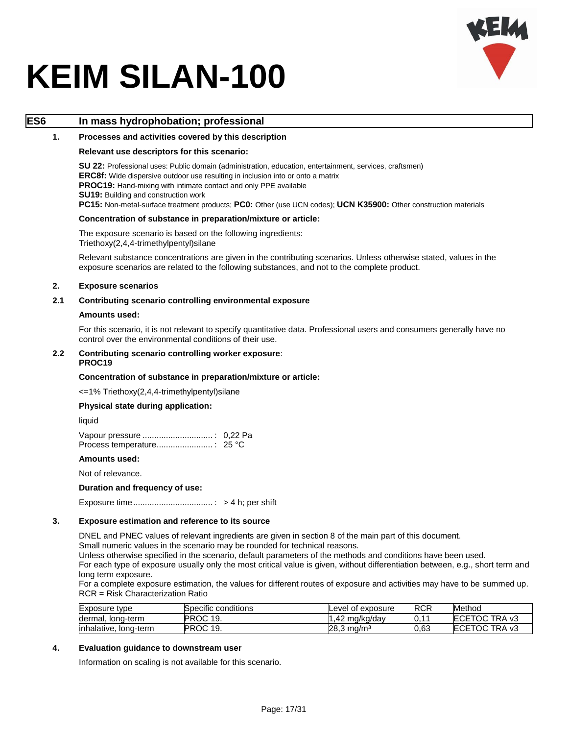# KEIM SILAN-100

## ES6 In mass hydrophobation; professional

### 1. Processes and activities covered by this description

**Relevant use descriptors for this scenario:**

**SU 22:** Professional uses: Public domain (administration, education, entertainment, services, craftsmen)
**ERC8f:** Wide dispersive outdoor use resulting in inclusion into or onto a matrix
**PROC19:** Hand-mixing with intimate contact and only PPE available
**SU19:** Building and construction work
**PC15:** Non-metal-surface treatment products; **PC0:** Other (use UCN codes); **UCN K35900:** Other construction materials

**Concentration of substance in preparation/mixture or article:**

The exposure scenario is based on the following ingredients:
Triethoxy(2,4,4-trimethylpentyl)silane

Relevant substance concentrations are given in the contributing scenarios. Unless otherwise stated, values in the exposure scenarios are related to the following substances, and not to the complete product.

### 2. Exposure scenarios

### 2.1 Contributing scenario controlling environmental exposure

**Amounts used:**

For this scenario, it is not relevant to specify quantitative data. Professional users and consumers generally have no control over the environmental conditions of their use.

### 2.2 Contributing scenario controlling worker exposure: PROC19

**Concentration of substance in preparation/mixture or article:**

<=1% Triethoxy(2,4,4-trimethylpentyl)silane

**Physical state during application:**

liquid

Vapour pressure ..............................: 0,22 Pa
Process temperature........................: 25 °C

**Amounts used:**

Not of relevance.

**Duration and frequency of use:**

Exposure time..................................: > 4 h; per shift

### 3. Exposure estimation and reference to its source

DNEL and PNEC values of relevant ingredients are given in section 8 of the main part of this document.
Small numeric values in the scenario may be rounded for technical reasons.
Unless otherwise specified in the scenario, default parameters of the methods and conditions have been used.
For each type of exposure usually only the most critical value is given, without differentiation between, e.g., short term and long term exposure.
For a complete exposure estimation, the values for different routes of exposure and activities may have to be summed up.
RCR = Risk Characterization Ratio

| Exposure type | Specific conditions | Level of exposure | RCR | Method |
|---|---|---|---|---|
| dermal, long-term | PROC 19. | 1,42 mg/kg/day | 0,11 | ECETOC TRA v3 |
| inhalative, long-term | PROC 19. | 28,3 mg/m³ | 0,63 | ECETOC TRA v3 |

### 4. Evaluation guidance to downstream user

Information on scaling is not available for this scenario.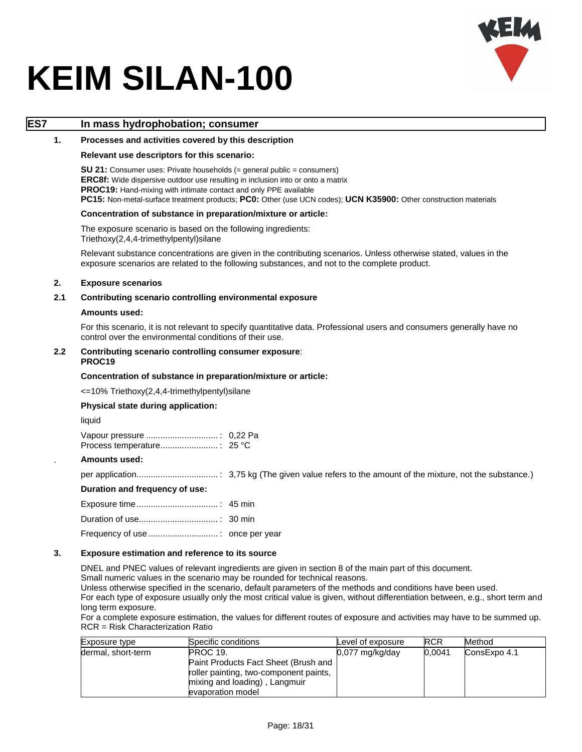# KEIM SILAN-100

## ES7 In mass hydrophobation; consumer

### 1. Processes and activities covered by this description

**Relevant use descriptors for this scenario:**

**SU 21:** Consumer uses: Private households (= general public = consumers)
**ERC8f:** Wide dispersive outdoor use resulting in inclusion into or onto a matrix
**PROC19:** Hand-mixing with intimate contact and only PPE available
**PC15:** Non-metal-surface treatment products; **PC0:** Other (use UCN codes); **UCN K35900:** Other construction materials

**Concentration of substance in preparation/mixture or article:**

The exposure scenario is based on the following ingredients:
Triethoxy(2,4,4-trimethylpentyl)silane

Relevant substance concentrations are given in the contributing scenarios. Unless otherwise stated, values in the exposure scenarios are related to the following substances, and not to the complete product.

### 2. Exposure scenarios

#### 2.1 Contributing scenario controlling environmental exposure

**Amounts used:**

For this scenario, it is not relevant to specify quantitative data. Professional users and consumers generally have no control over the environmental conditions of their use.

#### 2.2 Contributing scenario controlling consumer exposure: PROC19

**Concentration of substance in preparation/mixture or article:**

<=10% Triethoxy(2,4,4-trimethylpentyl)silane

**Physical state during application:**

liquid

Vapour pressure ..............................: 0,22 Pa
Process temperature........................: 25 °C

**Amounts used:**

per application..................................: 3,75 kg (The given value refers to the amount of the mixture, not the substance.)

**Duration and frequency of use:**

Exposure time..................................: 45 min

Duration of use.................................: 30 min

Frequency of use .............................: once per year

### 3. Exposure estimation and reference to its source

DNEL and PNEC values of relevant ingredients are given in section 8 of the main part of this document.
Small numeric values in the scenario may be rounded for technical reasons.
Unless otherwise specified in the scenario, default parameters of the methods and conditions have been used.
For each type of exposure usually only the most critical value is given, without differentiation between, e.g., short term and long term exposure.
For a complete exposure estimation, the values for different routes of exposure and activities may have to be summed up.
RCR = Risk Characterization Ratio

| Exposure type | Specific conditions | Level of exposure | RCR | Method |
|---|---|---|---|---|
| dermal, short-term | PROC 19. Paint Products Fact Sheet (Brush and roller painting, two-component paints, mixing and loading) , Langmuir evaporation model | 0,077 mg/kg/day | 0,0041 | ConsExpo 4.1 |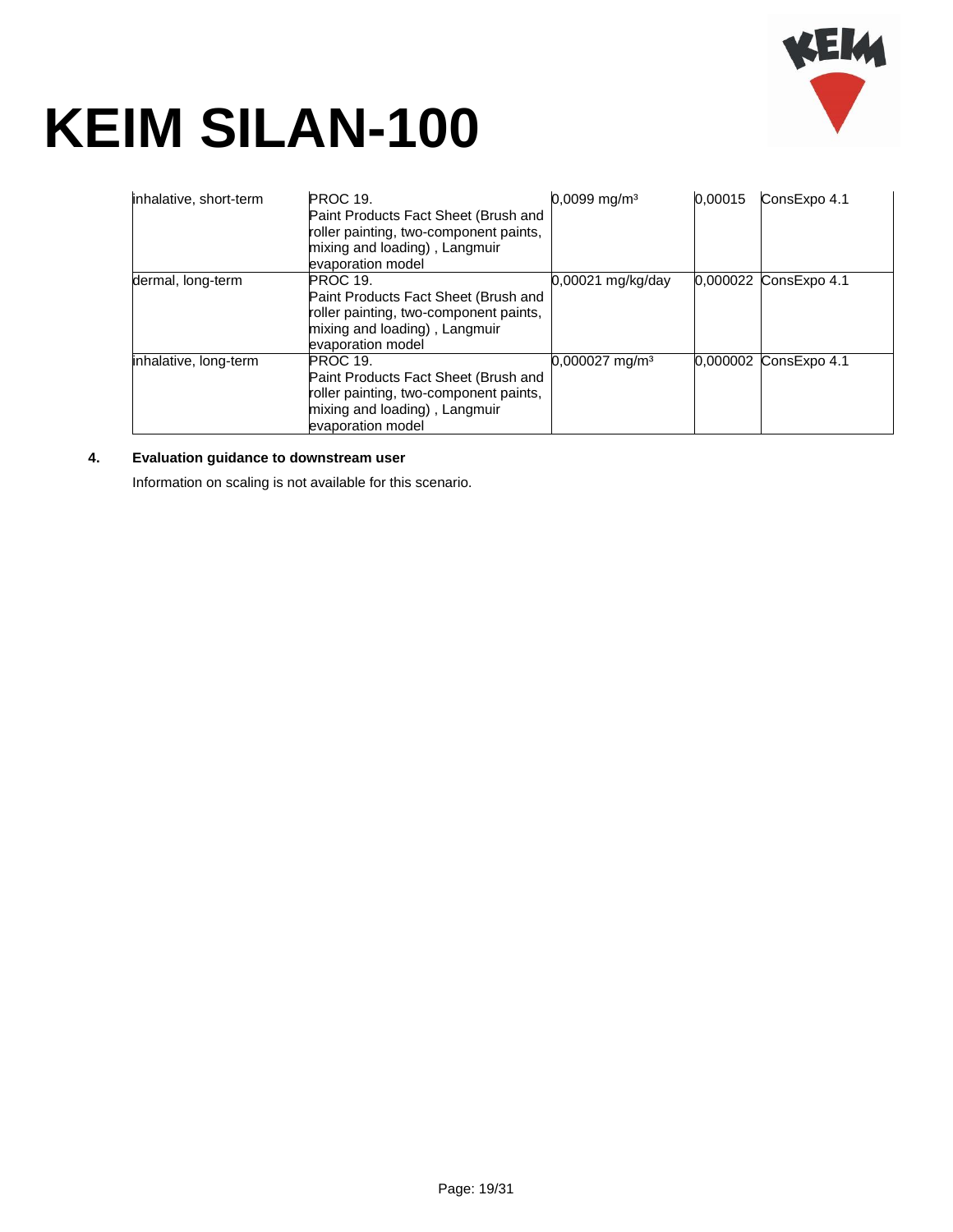| | | | | |
|---|---|---|---|---|
| inhalative, short-term | PROC 19.<br>Paint Products Fact Sheet (Brush and roller painting, two-component paints, mixing and loading) , Langmuir evaporation model | 0,0099 mg/m³ | 0,00015 | ConsExpo 4.1 |
| dermal, long-term | PROC 19.<br>Paint Products Fact Sheet (Brush and roller painting, two-component paints, mixing and loading) , Langmuir evaporation model | 0,00021 mg/kg/day | 0,000022 | ConsExpo 4.1 |
| inhalative, long-term | PROC 19.<br>Paint Products Fact Sheet (Brush and roller painting, two-component paints, mixing and loading) , Langmuir evaporation model | 0,000027 mg/m³ | 0,000002 | ConsExpo 4.1 |

**4. Evaluation guidance to downstream user**

Information on scaling is not available for this scenario.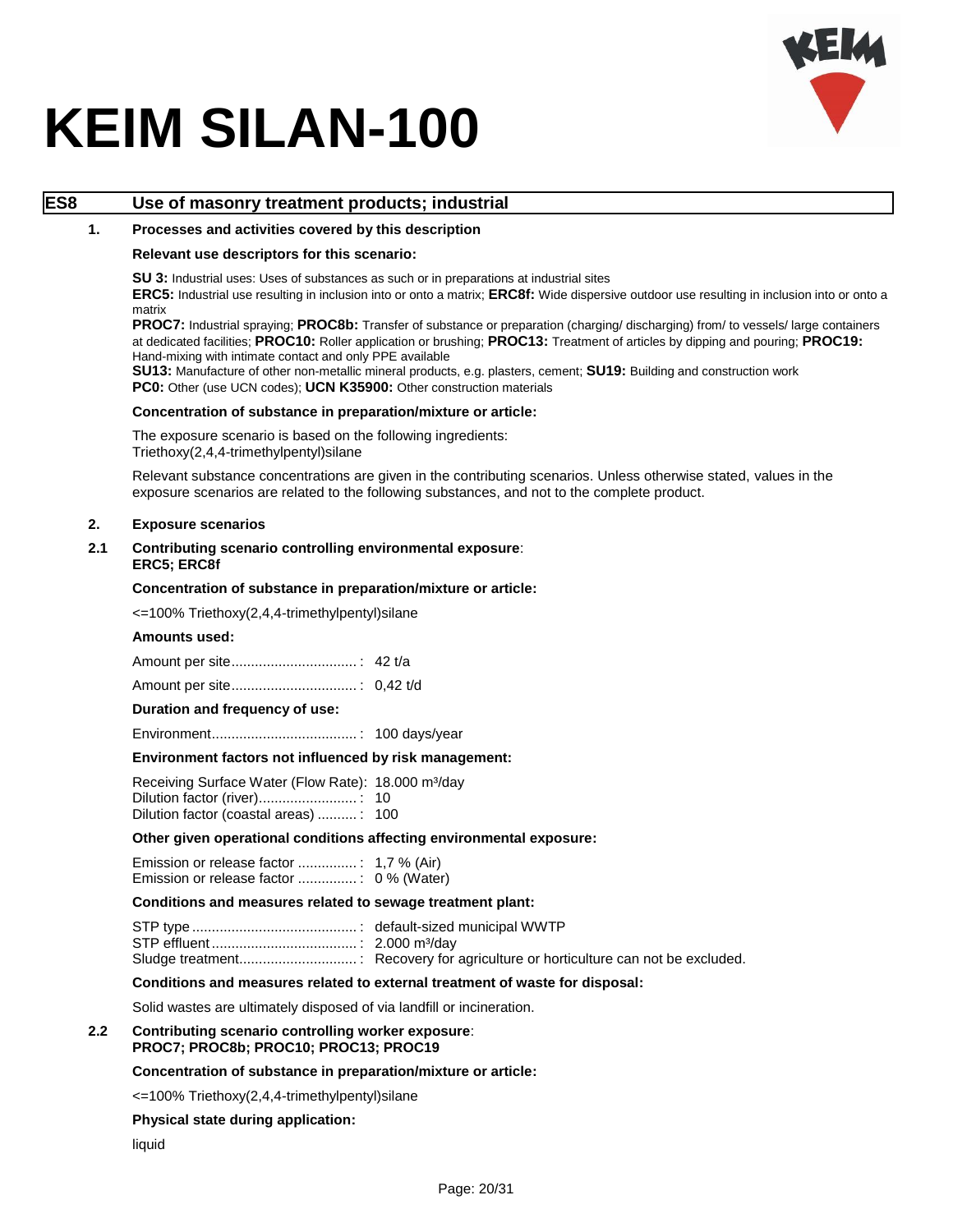# KEIM SILAN-100

## ES8 Use of masonry treatment products; industrial

### 1. Processes and activities covered by this description

**Relevant use descriptors for this scenario:**

**SU 3:** Industrial uses: Uses of substances as such or in preparations at industrial sites
**ERC5:** Industrial use resulting in inclusion into or onto a matrix; **ERC8f:** Wide dispersive outdoor use resulting in inclusion into or onto a matrix
**PROC7:** Industrial spraying; **PROC8b:** Transfer of substance or preparation (charging/ discharging) from/ to vessels/ large containers at dedicated facilities; **PROC10:** Roller application or brushing; **PROC13:** Treatment of articles by dipping and pouring; **PROC19:** Hand-mixing with intimate contact and only PPE available
**SU13:** Manufacture of other non-metallic mineral products, e.g. plasters, cement; **SU19:** Building and construction work
**PC0:** Other (use UCN codes); **UCN K35900:** Other construction materials

**Concentration of substance in preparation/mixture or article:**

The exposure scenario is based on the following ingredients:
Triethoxy(2,4,4-trimethylpentyl)silane

Relevant substance concentrations are given in the contributing scenarios. Unless otherwise stated, values in the exposure scenarios are related to the following substances, and not to the complete product.

### 2. Exposure scenarios

### 2.1 Contributing scenario controlling environmental exposure: ERC5; ERC8f

**Concentration of substance in preparation/mixture or article:**

<=100% Triethoxy(2,4,4-trimethylpentyl)silane

**Amounts used:**

Amount per site................................: 42 t/a

Amount per site................................: 0,42 t/d

**Duration and frequency of use:**

Environment.....................................: 100 days/year

**Environment factors not influenced by risk management:**

Receiving Surface Water (Flow Rate): 18.000 m³/day
Dilution factor (river).........................: 10
Dilution factor (coastal areas) ..........: 100

**Other given operational conditions affecting environmental exposure:**

Emission or release factor ...............: 1,7 % (Air)
Emission or release factor ...............: 0 % (Water)

**Conditions and measures related to sewage treatment plant:**

STP type ..........................................: default-sized municipal WWTP
STP effluent .....................................: 2.000 m³/day
Sludge treatment..............................: Recovery for agriculture or horticulture can not be excluded.

**Conditions and measures related to external treatment of waste for disposal:**

Solid wastes are ultimately disposed of via landfill or incineration.

### 2.2 Contributing scenario controlling worker exposure: PROC7; PROC8b; PROC10; PROC13; PROC19

**Concentration of substance in preparation/mixture or article:**

<=100% Triethoxy(2,4,4-trimethylpentyl)silane

**Physical state during application:**

liquid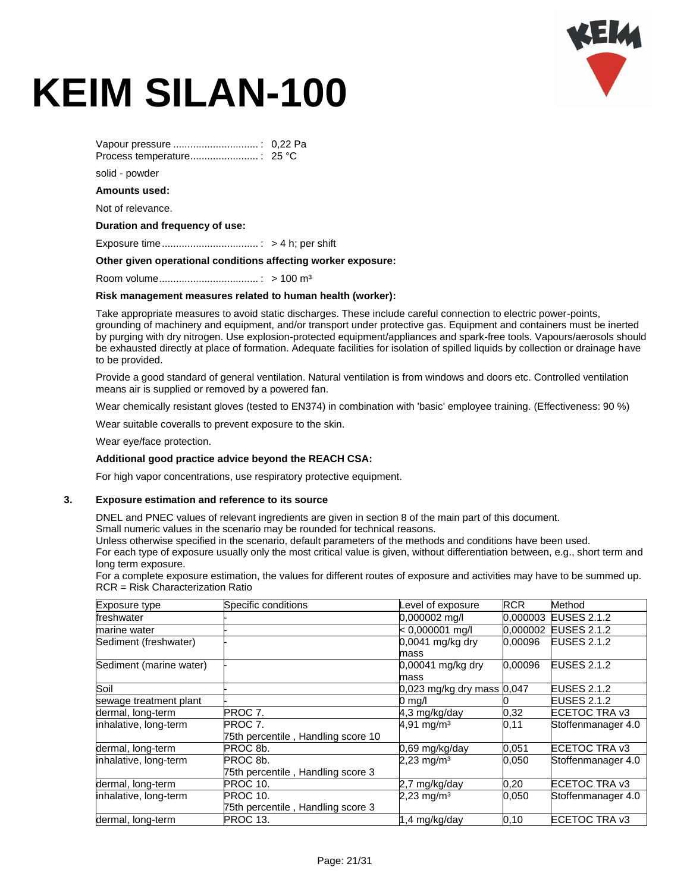# KEIM SILAN-100

Vapour pressure ..............................: 0,22 Pa
Process temperature........................: 25 °C

solid - powder

**Amounts used:**

Not of relevance.

**Duration and frequency of use:**

Exposure time.................................: > 4 h; per shift

**Other given operational conditions affecting worker exposure:**

Room volume..................................: > 100 m³

**Risk management measures related to human health (worker):**

Take appropriate measures to avoid static discharges. These include careful connection to electric power-points, grounding of machinery and equipment, and/or transport under protective gas. Equipment and containers must be inerted by purging with dry nitrogen. Use explosion-protected equipment/appliances and spark-free tools. Vapours/aerosols should be exhausted directly at place of formation. Adequate facilities for isolation of spilled liquids by collection or drainage have to be provided.

Provide a good standard of general ventilation. Natural ventilation is from windows and doors etc. Controlled ventilation means air is supplied or removed by a powered fan.

Wear chemically resistant gloves (tested to EN374) in combination with 'basic' employee training. (Effectiveness: 90 %)

Wear suitable coveralls to prevent exposure to the skin.

Wear eye/face protection.

**Additional good practice advice beyond the REACH CSA:**

For high vapor concentrations, use respiratory protective equipment.

## 3. Exposure estimation and reference to its source

DNEL and PNEC values of relevant ingredients are given in section 8 of the main part of this document.
Small numeric values in the scenario may be rounded for technical reasons.
Unless otherwise specified in the scenario, default parameters of the methods and conditions have been used.
For each type of exposure usually only the most critical value is given, without differentiation between, e.g., short term and long term exposure.
For a complete exposure estimation, the values for different routes of exposure and activities may have to be summed up.
RCR = Risk Characterization Ratio

| Exposure type | Specific conditions | Level of exposure | RCR | Method |
|---|---|---|---|---|
| freshwater | - | 0,000002 mg/l | 0,000003 | EUSES 2.1.2 |
| marine water | - | < 0,000001 mg/l | 0,000002 | EUSES 2.1.2 |
| Sediment (freshwater) | - | 0,0041 mg/kg dry mass | 0,00096 | EUSES 2.1.2 |
| Sediment (marine water) | - | 0,00041 mg/kg dry mass | 0,00096 | EUSES 2.1.2 |
| Soil | - | 0,023 mg/kg dry mass | 0,047 | EUSES 2.1.2 |
| sewage treatment plant | - | 0 mg/l | 0 | EUSES 2.1.2 |
| dermal, long-term | PROC 7. | 4,3 mg/kg/day | 0,32 | ECETOC TRA v3 |
| inhalative, long-term | PROC 7.<br>75th percentile , Handling score 10 | 4,91 mg/m³ | 0,11 | Stoffenmanager 4.0 |
| dermal, long-term | PROC 8b. | 0,69 mg/kg/day | 0,051 | ECETOC TRA v3 |
| inhalative, long-term | PROC 8b.<br>75th percentile , Handling score 3 | 2,23 mg/m³ | 0,050 | Stoffenmanager 4.0 |
| dermal, long-term | PROC 10. | 2,7 mg/kg/day | 0,20 | ECETOC TRA v3 |
| inhalative, long-term | PROC 10.<br>75th percentile , Handling score 3 | 2,23 mg/m³ | 0,050 | Stoffenmanager 4.0 |
| dermal, long-term | PROC 13. | 1,4 mg/kg/day | 0,10 | ECETOC TRA v3 |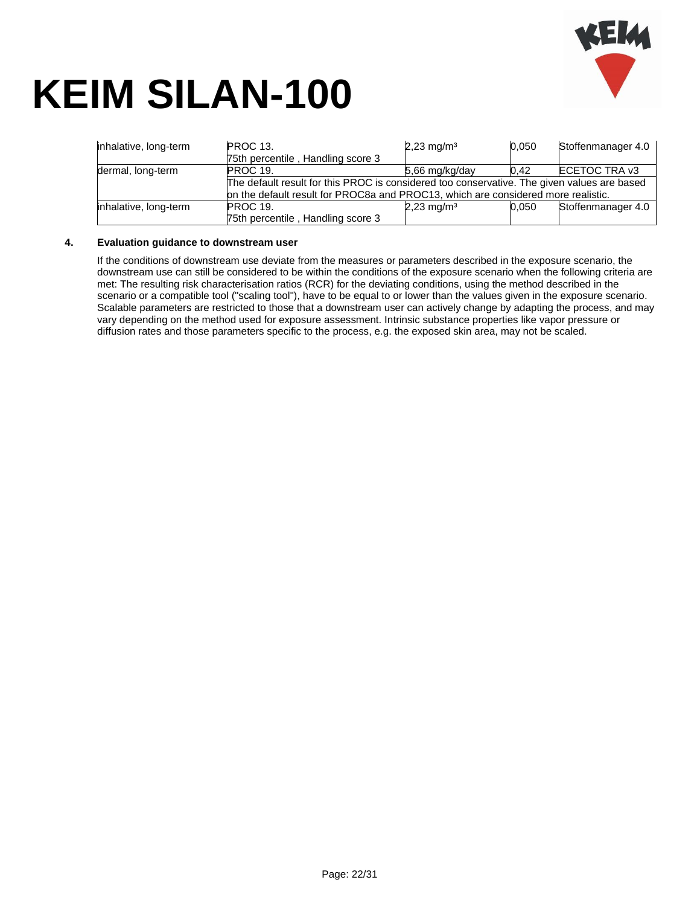| | | | | |
|---|---|---|---|---|
| inhalative, long-term | PROC 13.<br>75th percentile , Handling score 3 | 2,23 mg/m³ | 0,050 | Stoffenmanager 4.0 |
| dermal, long-term | PROC 19. | 5,66 mg/kg/day | 0,42 | ECETOC TRA v3 |
| | The default result for this PROC is considered too conservative. The given values are based on the default result for PROC8a and PROC13, which are considered more realistic. | | | |
| inhalative, long-term | PROC 19.<br>75th percentile , Handling score 3 | 2,23 mg/m³ | 0,050 | Stoffenmanager 4.0 |

**4. Evaluation guidance to downstream user**

If the conditions of downstream use deviate from the measures or parameters described in the exposure scenario, the downstream use can still be considered to be within the conditions of the exposure scenario when the following criteria are met: The resulting risk characterisation ratios (RCR) for the deviating conditions, using the method described in the scenario or a compatible tool ("scaling tool"), have to be equal to or lower than the values given in the exposure scenario. Scalable parameters are restricted to those that a downstream user can actively change by adapting the process, and may vary depending on the method used for exposure assessment. Intrinsic substance properties like vapor pressure or diffusion rates and those parameters specific to the process, e.g. the exposed skin area, may not be scaled.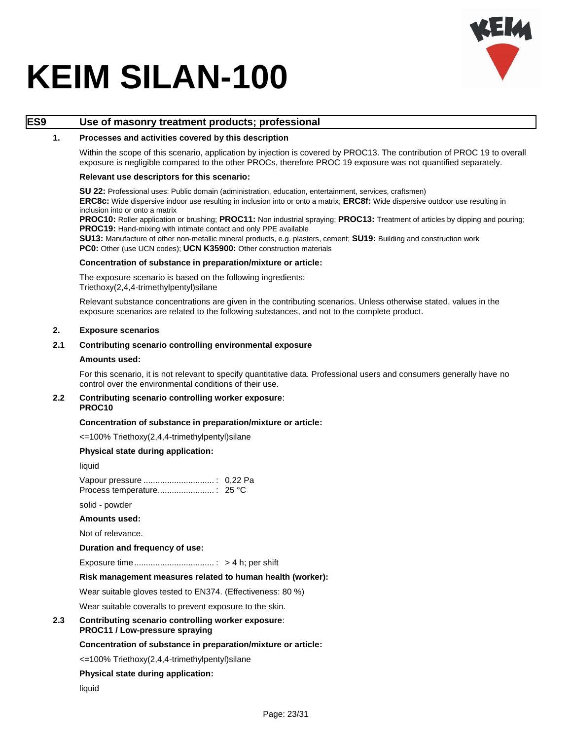# KEIM SILAN-100

## ES9 Use of masonry treatment products; professional

### 1. Processes and activities covered by this description

Within the scope of this scenario, application by injection is covered by PROC13. The contribution of PROC 19 to overall exposure is negligible compared to the other PROCs, therefore PROC 19 exposure was not quantified separately.

**Relevant use descriptors for this scenario:**

**SU 22:** Professional uses: Public domain (administration, education, entertainment, services, craftsmen)
**ERC8c:** Wide dispersive indoor use resulting in inclusion into or onto a matrix; **ERC8f:** Wide dispersive outdoor use resulting in inclusion into or onto a matrix
**PROC10:** Roller application or brushing; **PROC11:** Non industrial spraying; **PROC13:** Treatment of articles by dipping and pouring;
**PROC19:** Hand-mixing with intimate contact and only PPE available
**SU13:** Manufacture of other non-metallic mineral products, e.g. plasters, cement; **SU19:** Building and construction work
**PC0:** Other (use UCN codes); **UCN K35900:** Other construction materials

**Concentration of substance in preparation/mixture or article:**

The exposure scenario is based on the following ingredients:
Triethoxy(2,4,4-trimethylpentyl)silane

Relevant substance concentrations are given in the contributing scenarios. Unless otherwise stated, values in the exposure scenarios are related to the following substances, and not to the complete product.

### 2. Exposure scenarios

### 2.1 Contributing scenario controlling environmental exposure

**Amounts used:**

For this scenario, it is not relevant to specify quantitative data. Professional users and consumers generally have no control over the environmental conditions of their use.

### 2.2 Contributing scenario controlling worker exposure: PROC10

**Concentration of substance in preparation/mixture or article:**

<=100% Triethoxy(2,4,4-trimethylpentyl)silane

**Physical state during application:**

liquid

Vapour pressure ..............................: 0,22 Pa
Process temperature........................: 25 °C

solid - powder

**Amounts used:**

Not of relevance.

**Duration and frequency of use:**

Exposure time..................................: > 4 h; per shift

**Risk management measures related to human health (worker):**

Wear suitable gloves tested to EN374. (Effectiveness: 80 %)

Wear suitable coveralls to prevent exposure to the skin.

### 2.3 Contributing scenario controlling worker exposure: PROC11 / Low-pressure spraying

**Concentration of substance in preparation/mixture or article:**

<=100% Triethoxy(2,4,4-trimethylpentyl)silane

**Physical state during application:**

liquid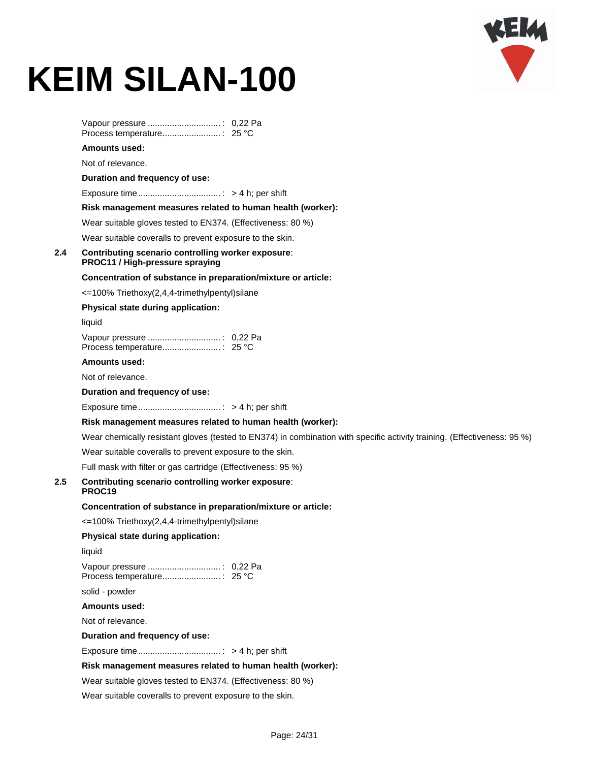Vapour pressure ..............................: 0,22 Pa
Process temperature........................: 25 °C

**Amounts used:**

Not of relevance.

**Duration and frequency of use:**

Exposure time.................................: > 4 h; per shift

**Risk management measures related to human health (worker):**

Wear suitable gloves tested to EN374. (Effectiveness: 80 %)

Wear suitable coveralls to prevent exposure to the skin.

**2.4 Contributing scenario controlling worker exposure**:
**PROC11 / High-pressure spraying**

**Concentration of substance in preparation/mixture or article:**

<=100% Triethoxy(2,4,4-trimethylpentyl)silane

**Physical state during application:**

liquid

Vapour pressure ..............................: 0,22 Pa
Process temperature........................: 25 °C

**Amounts used:**

Not of relevance.

**Duration and frequency of use:**

Exposure time.................................: > 4 h; per shift

**Risk management measures related to human health (worker):**

Wear chemically resistant gloves (tested to EN374) in combination with specific activity training. (Effectiveness: 95 %)

Wear suitable coveralls to prevent exposure to the skin.

Full mask with filter or gas cartridge (Effectiveness: 95 %)

**2.5 Contributing scenario controlling worker exposure**:
**PROC19**

**Concentration of substance in preparation/mixture or article:**

<=100% Triethoxy(2,4,4-trimethylpentyl)silane

**Physical state during application:**

liquid

Vapour pressure ..............................: 0,22 Pa
Process temperature........................: 25 °C

solid - powder

**Amounts used:**

Not of relevance.

**Duration and frequency of use:**

Exposure time.................................: > 4 h; per shift

**Risk management measures related to human health (worker):**

Wear suitable gloves tested to EN374. (Effectiveness: 80 %)

Wear suitable coveralls to prevent exposure to the skin.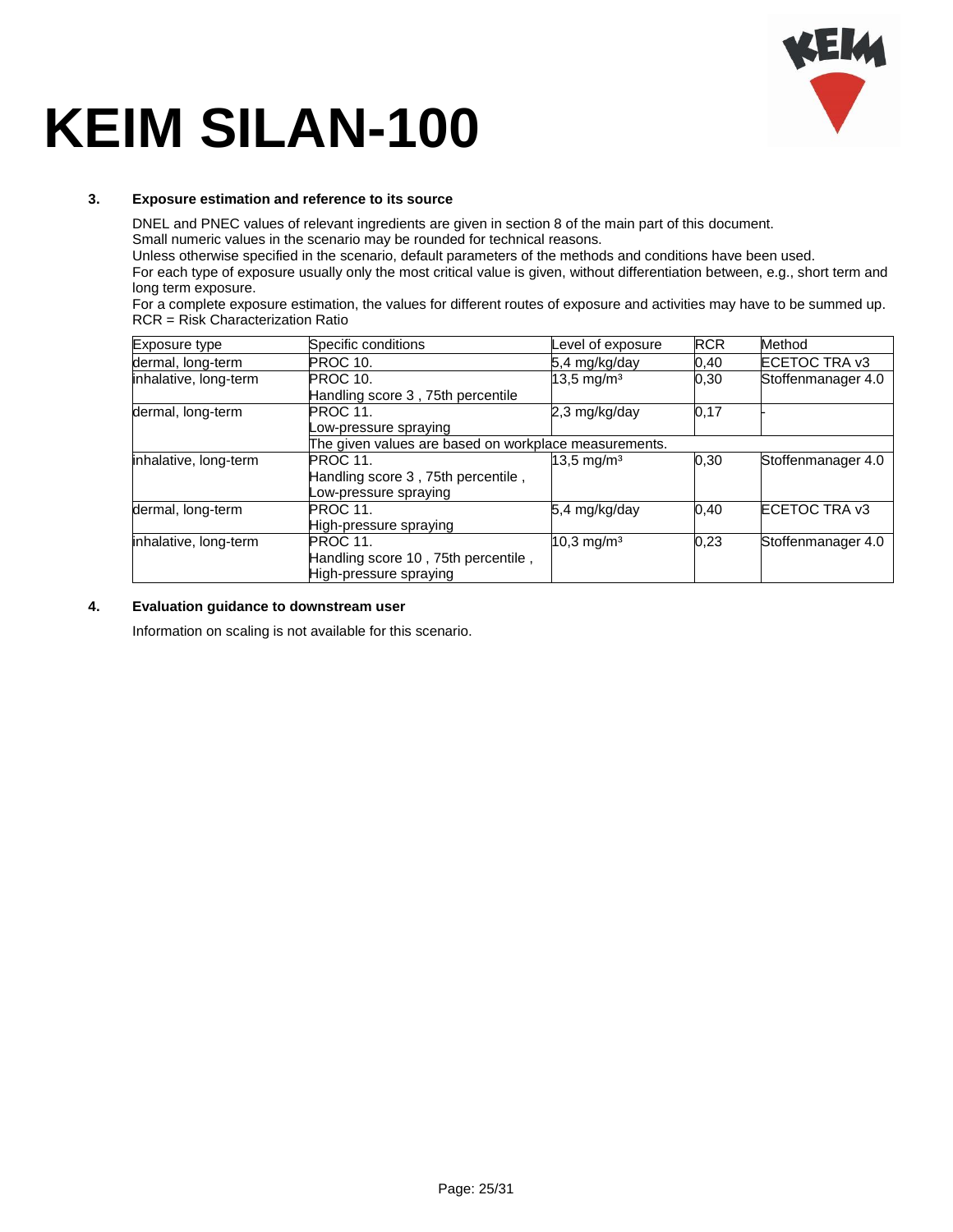# KEIM SILAN-100

### 3. Exposure estimation and reference to its source

DNEL and PNEC values of relevant ingredients are given in section 8 of the main part of this document.
Small numeric values in the scenario may be rounded for technical reasons.
Unless otherwise specified in the scenario, default parameters of the methods and conditions have been used.
For each type of exposure usually only the most critical value is given, without differentiation between, e.g., short term and long term exposure.
For a complete exposure estimation, the values for different routes of exposure and activities may have to be summed up.
RCR = Risk Characterization Ratio

| Exposure type | Specific conditions | Level of exposure | RCR | Method |
|---|---|---|---|---|
| dermal, long-term | PROC 10. | 5,4 mg/kg/day | 0,40 | ECETOC TRA v3 |
| inhalative, long-term | PROC 10.<br>Handling score 3 , 75th percentile | 13,5 mg/m³ | 0,30 | Stoffenmanager 4.0 |
| dermal, long-term | PROC 11.<br>Low-pressure spraying | 2,3 mg/kg/day | 0,17 | - |
| | The given values are based on workplace measurements. | | | |
| inhalative, long-term | PROC 11.<br>Handling score 3 , 75th percentile ,<br>Low-pressure spraying | 13,5 mg/m³ | 0,30 | Stoffenmanager 4.0 |
| dermal, long-term | PROC 11.<br>High-pressure spraying | 5,4 mg/kg/day | 0,40 | ECETOC TRA v3 |
| inhalative, long-term | PROC 11.<br>Handling score 10 , 75th percentile ,<br>High-pressure spraying | 10,3 mg/m³ | 0,23 | Stoffenmanager 4.0 |

### 4. Evaluation guidance to downstream user

Information on scaling is not available for this scenario.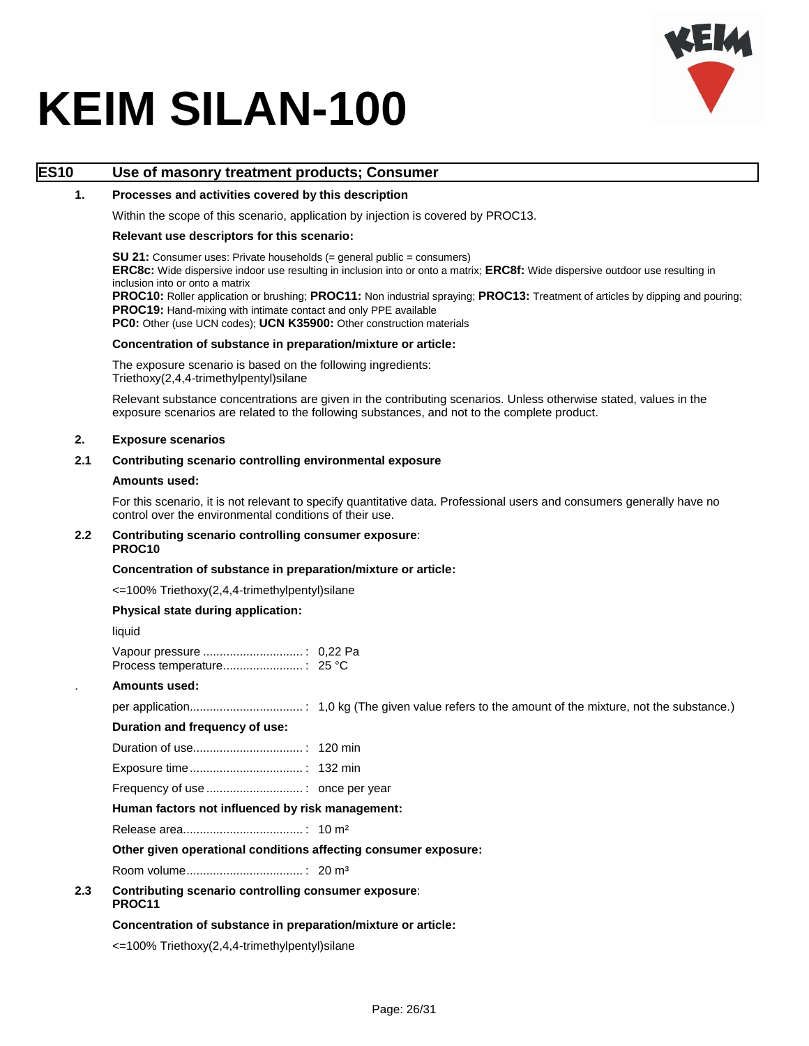# KEIM SILAN-100

## ES10 Use of masonry treatment products; Consumer

### 1. Processes and activities covered by this description

Within the scope of this scenario, application by injection is covered by PROC13.

**Relevant use descriptors for this scenario:**

**SU 21:** Consumer uses: Private households (= general public = consumers)
**ERC8c:** Wide dispersive indoor use resulting in inclusion into or onto a matrix; **ERC8f:** Wide dispersive outdoor use resulting in inclusion into or onto a matrix
**PROC10:** Roller application or brushing; **PROC11:** Non industrial spraying; **PROC13:** Treatment of articles by dipping and pouring; **PROC19:** Hand-mixing with intimate contact and only PPE available
**PC0:** Other (use UCN codes); **UCN K35900:** Other construction materials

**Concentration of substance in preparation/mixture or article:**

The exposure scenario is based on the following ingredients:
Triethoxy(2,4,4-trimethylpentyl)silane

Relevant substance concentrations are given in the contributing scenarios. Unless otherwise stated, values in the exposure scenarios are related to the following substances, and not to the complete product.

### 2. Exposure scenarios

### 2.1 Contributing scenario controlling environmental exposure

**Amounts used:**

For this scenario, it is not relevant to specify quantitative data. Professional users and consumers generally have no control over the environmental conditions of their use.

### 2.2 Contributing scenario controlling consumer exposure: PROC10

**Concentration of substance in preparation/mixture or article:**

<=100% Triethoxy(2,4,4-trimethylpentyl)silane

**Physical state during application:**

liquid

Vapour pressure ..............................: 0,22 Pa
Process temperature........................: 25 °C

**Amounts used:**

per application..................................: 1,0 kg (The given value refers to the amount of the mixture, not the substance.)

**Duration and frequency of use:**

Duration of use.................................: 120 min

Exposure time..................................: 132 min

Frequency of use .............................: once per year

**Human factors not influenced by risk management:**

Release area....................................: 10 m²

**Other given operational conditions affecting consumer exposure:**

Room volume...................................: 20 m³

### 2.3 Contributing scenario controlling consumer exposure: PROC11

**Concentration of substance in preparation/mixture or article:**

<=100% Triethoxy(2,4,4-trimethylpentyl)silane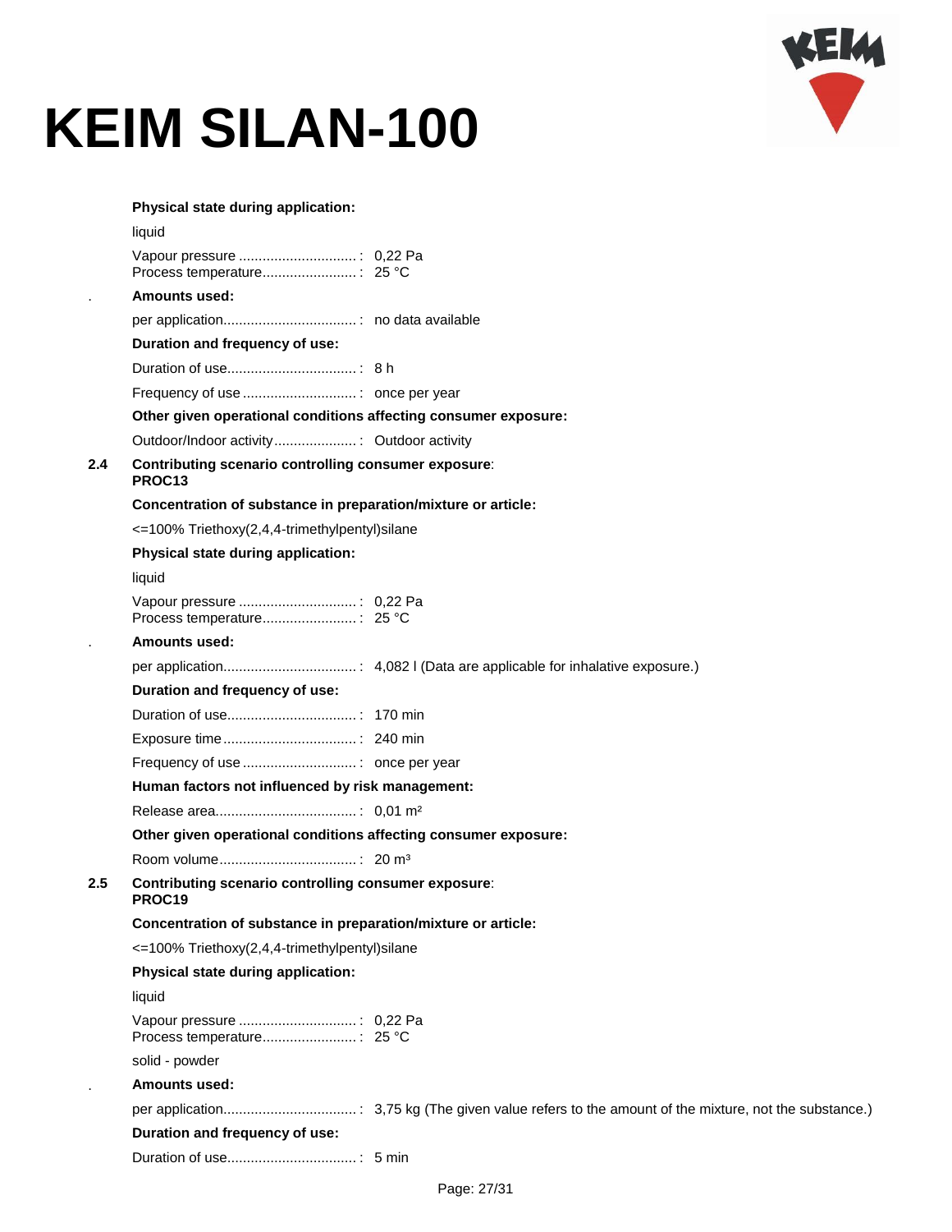**Physical state during application:**

liquid

Vapour pressure ..............................: 0,22 Pa
Process temperature........................: 25 °C

**Amounts used:**

per application.................................: no data available

**Duration and frequency of use:**

Duration of use................................: 8 h

Frequency of use ............................: once per year

**Other given operational conditions affecting consumer exposure:**

Outdoor/Indoor activity.....................: Outdoor activity

**2.4 Contributing scenario controlling consumer exposure**: **PROC13**

**Concentration of substance in preparation/mixture or article:**

<=100% Triethoxy(2,4,4-trimethylpentyl)silane

**Physical state during application:**

liquid

Vapour pressure ..............................: 0,22 Pa
Process temperature........................: 25 °C

**Amounts used:**

per application.................................: 4,082 l (Data are applicable for inhalative exposure.)

**Duration and frequency of use:**

Duration of use................................: 170 min

Exposure time.................................: 240 min

Frequency of use ............................: once per year

**Human factors not influenced by risk management:**

Release area...................................: 0,01 m²

**Other given operational conditions affecting consumer exposure:**

Room volume..................................: 20 m³

**2.5 Contributing scenario controlling consumer exposure**: **PROC19**

**Concentration of substance in preparation/mixture or article:**

<=100% Triethoxy(2,4,4-trimethylpentyl)silane

**Physical state during application:**

liquid

Vapour pressure ..............................: 0,22 Pa
Process temperature........................: 25 °C

solid - powder

**Amounts used:**

per application.................................: 3,75 kg (The given value refers to the amount of the mixture, not the substance.)

**Duration and frequency of use:**

Duration of use................................: 5 min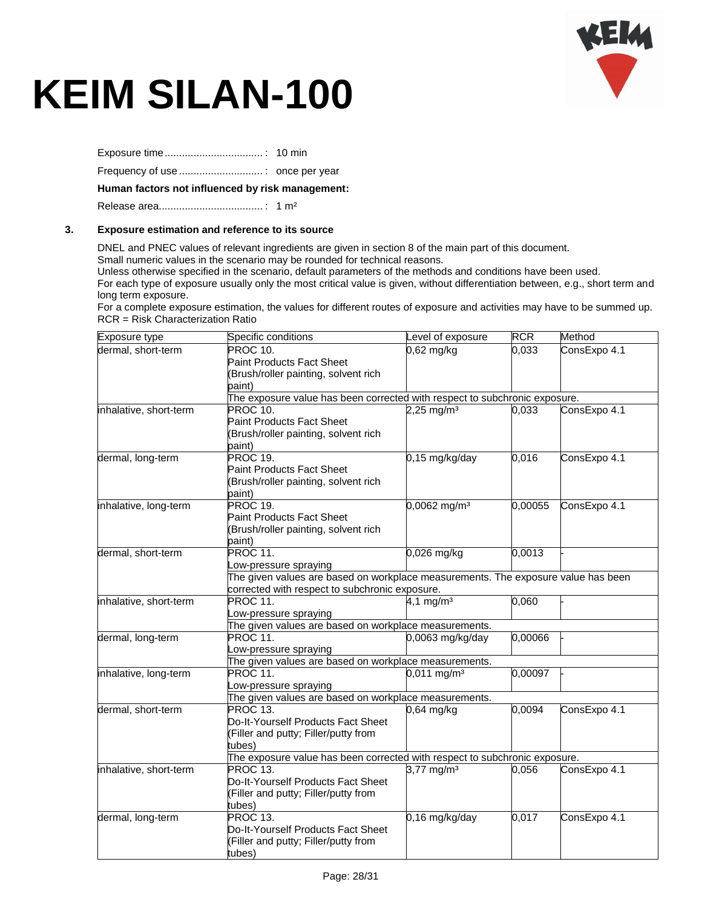# KEIM SILAN-100

Exposure time.................................. : 10 min

Frequency of use ............................. : once per year

**Human factors not influenced by risk management:**

Release area.................................... : 1 m²

### 3. Exposure estimation and reference to its source

DNEL and PNEC values of relevant ingredients are given in section 8 of the main part of this document.
Small numeric values in the scenario may be rounded for technical reasons.
Unless otherwise specified in the scenario, default parameters of the methods and conditions have been used.
For each type of exposure usually only the most critical value is given, without differentiation between, e.g., short term and long term exposure.
For a complete exposure estimation, the values for different routes of exposure and activities may have to be summed up.
RCR = Risk Characterization Ratio

| Exposure type | Specific conditions | Level of exposure | RCR | Method |
|---|---|---|---|---|
| dermal, short-term | PROC 10. Paint Products Fact Sheet (Brush/roller painting, solvent rich paint) | 0,62 mg/kg | 0,033 | ConsExpo 4.1 |
| | The exposure value has been corrected with respect to subchronic exposure. | | | |
| inhalative, short-term | PROC 10. Paint Products Fact Sheet (Brush/roller painting, solvent rich paint) | 2,25 mg/m³ | 0,033 | ConsExpo 4.1 |
| dermal, long-term | PROC 19. Paint Products Fact Sheet (Brush/roller painting, solvent rich paint) | 0,15 mg/kg/day | 0,016 | ConsExpo 4.1 |
| inhalative, long-term | PROC 19. Paint Products Fact Sheet (Brush/roller painting, solvent rich paint) | 0,0062 mg/m³ | 0,00055 | ConsExpo 4.1 |
| dermal, short-term | PROC 11. Low-pressure spraying | 0,026 mg/kg | 0,0013 | - |
| | The given values are based on workplace measurements. The exposure value has been corrected with respect to subchronic exposure. | | | |
| inhalative, short-term | PROC 11. Low-pressure spraying | 4,1 mg/m³ | 0,060 | - |
| | The given values are based on workplace measurements. | | | |
| dermal, long-term | PROC 11. Low-pressure spraying | 0,0063 mg/kg/day | 0,00066 | - |
| | The given values are based on workplace measurements. | | | |
| inhalative, long-term | PROC 11. Low-pressure spraying | 0,011 mg/m³ | 0,00097 | - |
| | The given values are based on workplace measurements. | | | |
| dermal, short-term | PROC 13. Do-It-Yourself Products Fact Sheet (Filler and putty; Filler/putty from tubes) | 0,64 mg/kg | 0,0094 | ConsExpo 4.1 |
| | The exposure value has been corrected with respect to subchronic exposure. | | | |
| inhalative, short-term | PROC 13. Do-It-Yourself Products Fact Sheet (Filler and putty; Filler/putty from tubes) | 3,77 mg/m³ | 0,056 | ConsExpo 4.1 |
| dermal, long-term | PROC 13. Do-It-Yourself Products Fact Sheet (Filler and putty; Filler/putty from tubes) | 0,16 mg/kg/day | 0,017 | ConsExpo 4.1 |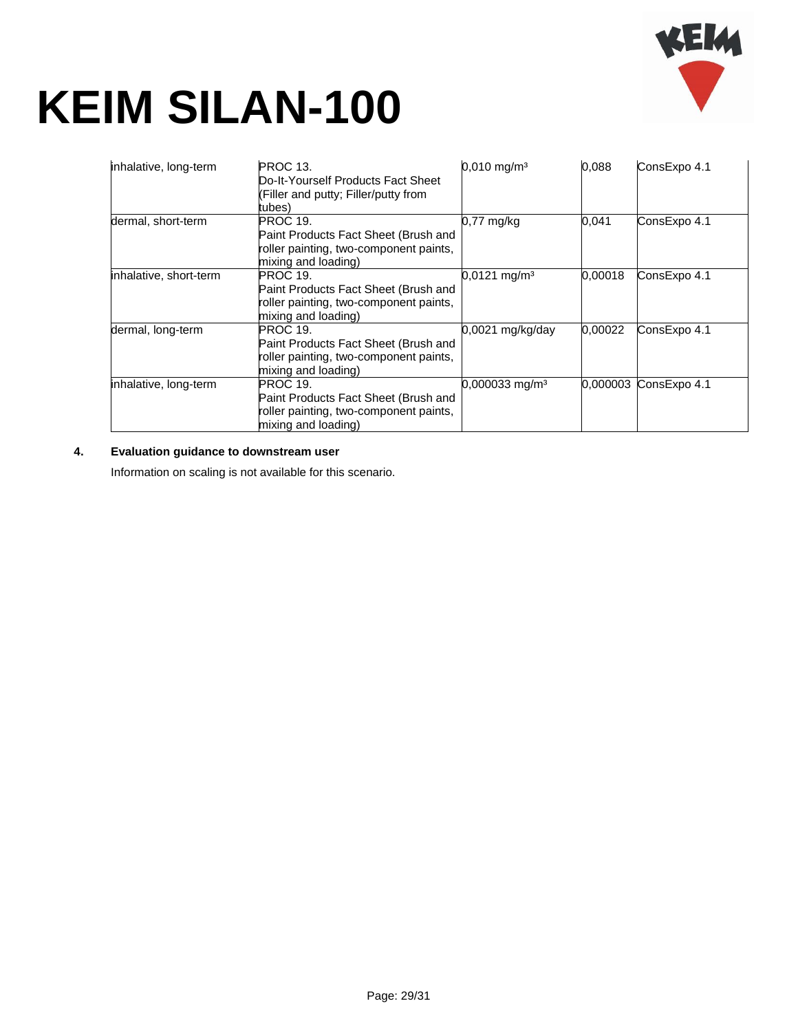| inhalative, long-term | PROC 13.<br>Do-It-Yourself Products Fact Sheet (Filler and putty; Filler/putty from tubes) | 0,010 mg/m³ | 0,088 | ConsExpo 4.1 |
|---|---|---|---|---|
| dermal, short-term | PROC 19.<br>Paint Products Fact Sheet (Brush and roller painting, two-component paints, mixing and loading) | 0,77 mg/kg | 0,041 | ConsExpo 4.1 |
| inhalative, short-term | PROC 19.<br>Paint Products Fact Sheet (Brush and roller painting, two-component paints, mixing and loading) | 0,0121 mg/m³ | 0,00018 | ConsExpo 4.1 |
| dermal, long-term | PROC 19.<br>Paint Products Fact Sheet (Brush and roller painting, two-component paints, mixing and loading) | 0,0021 mg/kg/day | 0,00022 | ConsExpo 4.1 |
| inhalative, long-term | PROC 19.<br>Paint Products Fact Sheet (Brush and roller painting, two-component paints, mixing and loading) | 0,000033 mg/m³ | 0,000003 | ConsExpo 4.1 |

**4. Evaluation guidance to downstream user**

Information on scaling is not available for this scenario.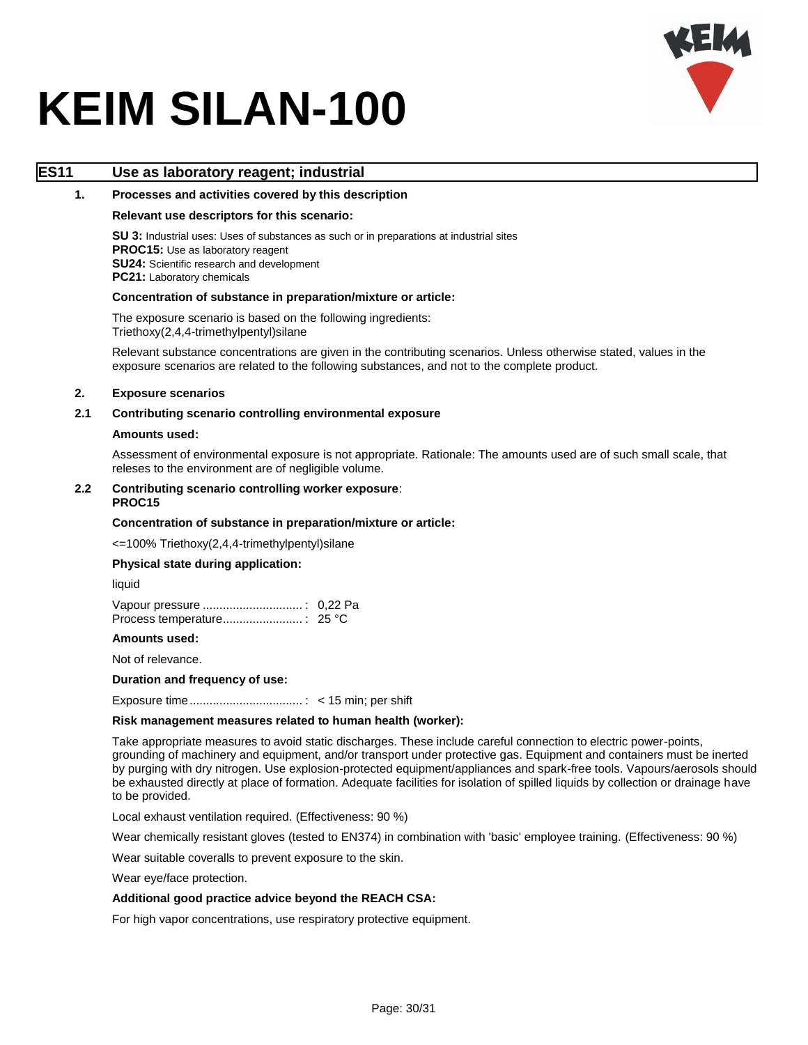# KEIM SILAN-100

## ES11 Use as laboratory reagent; industrial

### 1. Processes and activities covered by this description

**Relevant use descriptors for this scenario:**

**SU 3:** Industrial uses: Uses of substances as such or in preparations at industrial sites
**PROC15:** Use as laboratory reagent
**SU24:** Scientific research and development
**PC21:** Laboratory chemicals

**Concentration of substance in preparation/mixture or article:**

The exposure scenario is based on the following ingredients:
Triethoxy(2,4,4-trimethylpentyl)silane

Relevant substance concentrations are given in the contributing scenarios. Unless otherwise stated, values in the exposure scenarios are related to the following substances, and not to the complete product.

### 2. Exposure scenarios

#### 2.1 Contributing scenario controlling environmental exposure

**Amounts used:**

Assessment of environmental exposure is not appropriate. Rationale: The amounts used are of such small scale, that releses to the environment are of negligible volume.

#### 2.2 Contributing scenario controlling worker exposure: PROC15

**Concentration of substance in preparation/mixture or article:**

<=100% Triethoxy(2,4,4-trimethylpentyl)silane

**Physical state during application:**

liquid

Vapour pressure ..............................: 0,22 Pa
Process temperature........................: 25 °C

**Amounts used:**

Not of relevance.

**Duration and frequency of use:**

Exposure time..................................: < 15 min; per shift

**Risk management measures related to human health (worker):**

Take appropriate measures to avoid static discharges. These include careful connection to electric power-points, grounding of machinery and equipment, and/or transport under protective gas. Equipment and containers must be inerted by purging with dry nitrogen. Use explosion-protected equipment/appliances and spark-free tools. Vapours/aerosols should be exhausted directly at place of formation. Adequate facilities for isolation of spilled liquids by collection or drainage have to be provided.

Local exhaust ventilation required. (Effectiveness: 90 %)

Wear chemically resistant gloves (tested to EN374) in combination with 'basic' employee training. (Effectiveness: 90 %)

Wear suitable coveralls to prevent exposure to the skin.

Wear eye/face protection.

**Additional good practice advice beyond the REACH CSA:**

For high vapor concentrations, use respiratory protective equipment.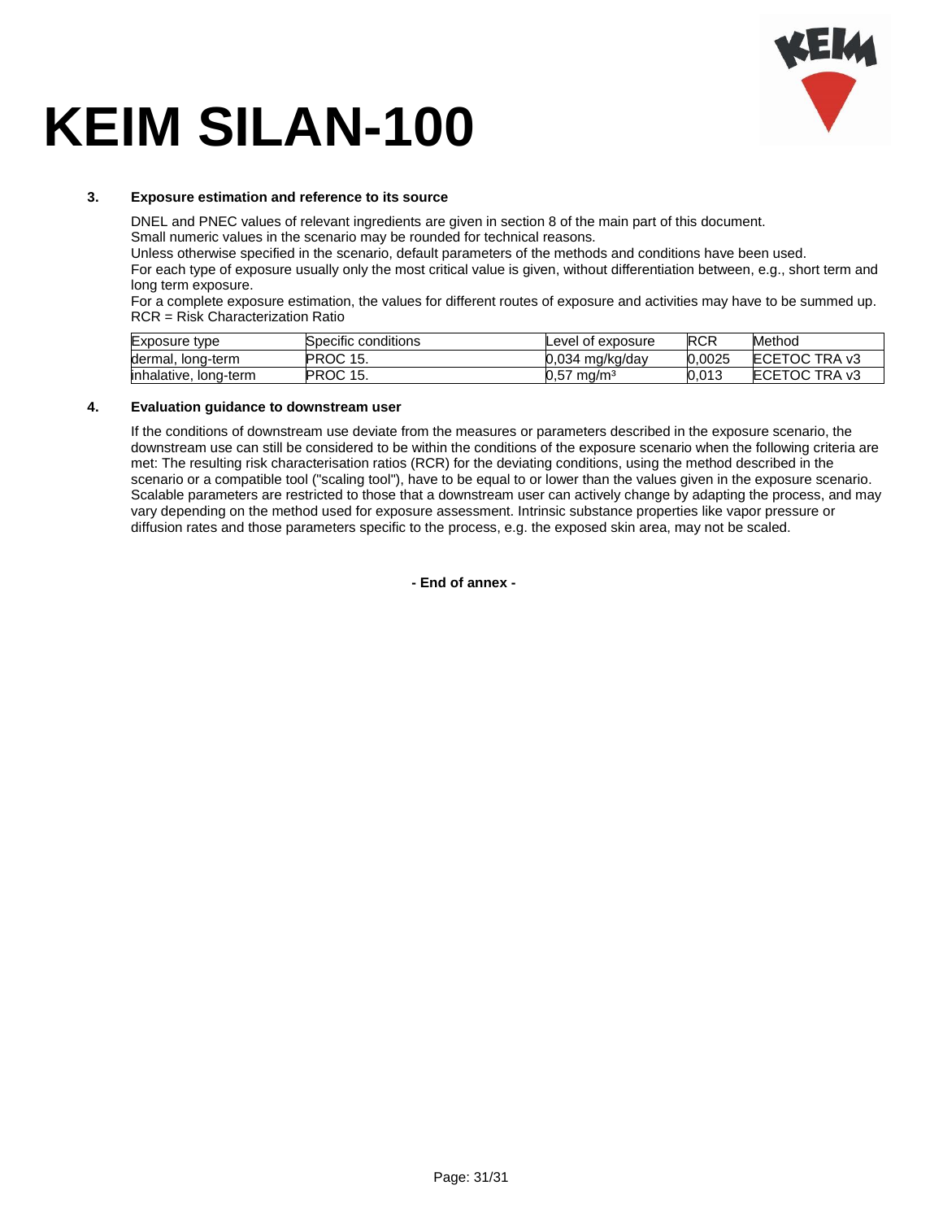# KEIM SILAN-100

### 3. Exposure estimation and reference to its source

DNEL and PNEC values of relevant ingredients are given in section 8 of the main part of this document.
Small numeric values in the scenario may be rounded for technical reasons.
Unless otherwise specified in the scenario, default parameters of the methods and conditions have been used.
For each type of exposure usually only the most critical value is given, without differentiation between, e.g., short term and long term exposure.
For a complete exposure estimation, the values for different routes of exposure and activities may have to be summed up.
RCR = Risk Characterization Ratio

| Exposure type | Specific conditions | Level of exposure | RCR | Method |
|---|---|---|---|---|
| dermal, long-term | PROC 15. | 0,034 mg/kg/day | 0,0025 | ECETOC TRA v3 |
| inhalative, long-term | PROC 15. | 0,57 mg/m³ | 0,013 | ECETOC TRA v3 |

### 4. Evaluation guidance to downstream user

If the conditions of downstream use deviate from the measures or parameters described in the exposure scenario, the downstream use can still be considered to be within the conditions of the exposure scenario when the following criteria are met: The resulting risk characterisation ratios (RCR) for the deviating conditions, using the method described in the scenario or a compatible tool ("scaling tool"), have to be equal to or lower than the values given in the exposure scenario. Scalable parameters are restricted to those that a downstream user can actively change by adapting the process, and may vary depending on the method used for exposure assessment. Intrinsic substance properties like vapor pressure or diffusion rates and those parameters specific to the process, e.g. the exposed skin area, may not be scaled.

**- End of annex -**